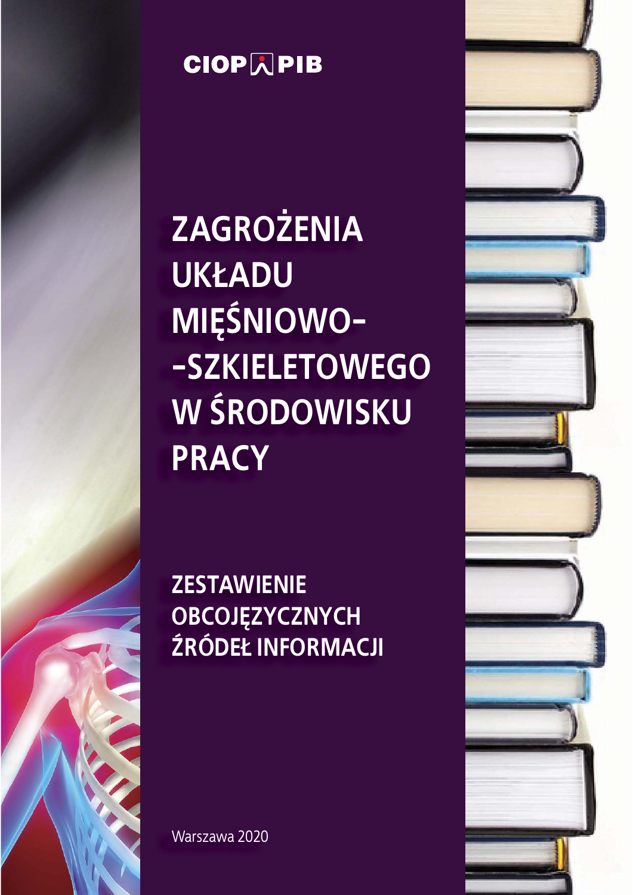CIOP PIB

# ZAGROŻENIA UKŁADU MIĘŚNIOWO--SZKIELETOWEGO W ŚRODOWISKU PRACY

## ZESTAWIENIE OBCOJĘZYCZNYCH ŹRÓDEŁ INFORMACJI

Warszawa 2020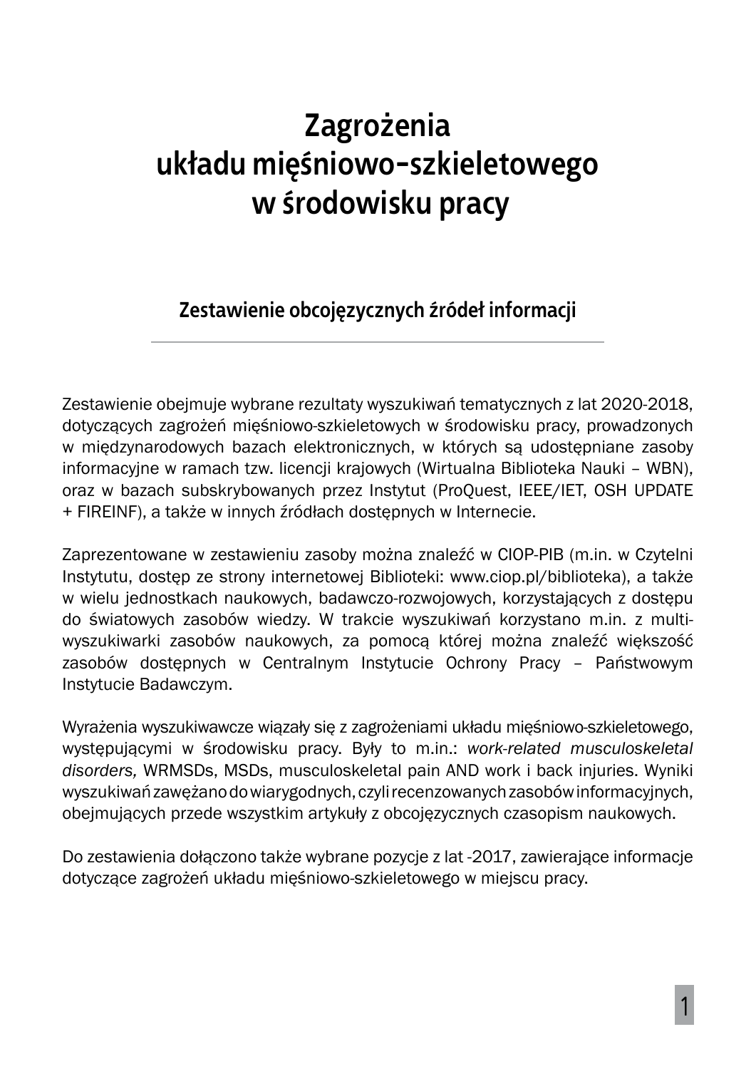# Zagrożenia układu mięśniowo-szkieletowego w środowisku pracy

## Zestawienie obcojęzycznych źródeł informacji

---

Zestawienie obejmuje wybrane rezultaty wyszukiwań tematycznych z lat 2020-2018, dotyczących zagrożeń mięśniowo-szkieletowych w środowisku pracy, prowadzonych w międzynarodowych bazach elektronicznych, w których są udostępniane zasoby informacyjne w ramach tzw. licencji krajowych (Wirtualna Biblioteka Nauki – WBN), oraz w bazach subskrybowanych przez Instytut (ProQuest, IEEE/IET, OSH UPDATE + FIREINF), a także w innych źródłach dostępnych w Internecie.

Zaprezentowane w zestawieniu zasoby można znaleźć w CIOP-PIB (m.in. w Czytelni Instytutu, dostęp ze strony internetowej Biblioteki: www.ciop.pl/biblioteka), a także w wielu jednostkach naukowych, badawczo-rozwojowych, korzystających z dostępu do światowych zasobów wiedzy. W trakcie wyszukiwań korzystano m.in. z multi-wyszukiwarki zasobów naukowych, za pomocą której można znaleźć większość zasobów dostępnych w Centralnym Instytucie Ochrony Pracy – Państwowym Instytucie Badawczym.

Wyrażenia wyszukiwawcze wiązały się z zagrożeniami układu mięśniowo-szkieletowego, występującymi w środowisku pracy. Były to m.in.: *work-related musculoskeletal disorders,* WRMSDs, MSDs, musculoskeletal pain AND work i back injuries. Wyniki wyszukiwań zawężano do wiarygodnych, czyli recenzowanych zasobów informacyjnych, obejmujących przede wszystkim artykuły z obcojęzycznych czasopism naukowych.

Do zestawienia dołączono także wybrane pozycje z lat -2017, zawierające informacje dotyczące zagrożeń układu mięśniowo-szkieletowego w miejscu pracy.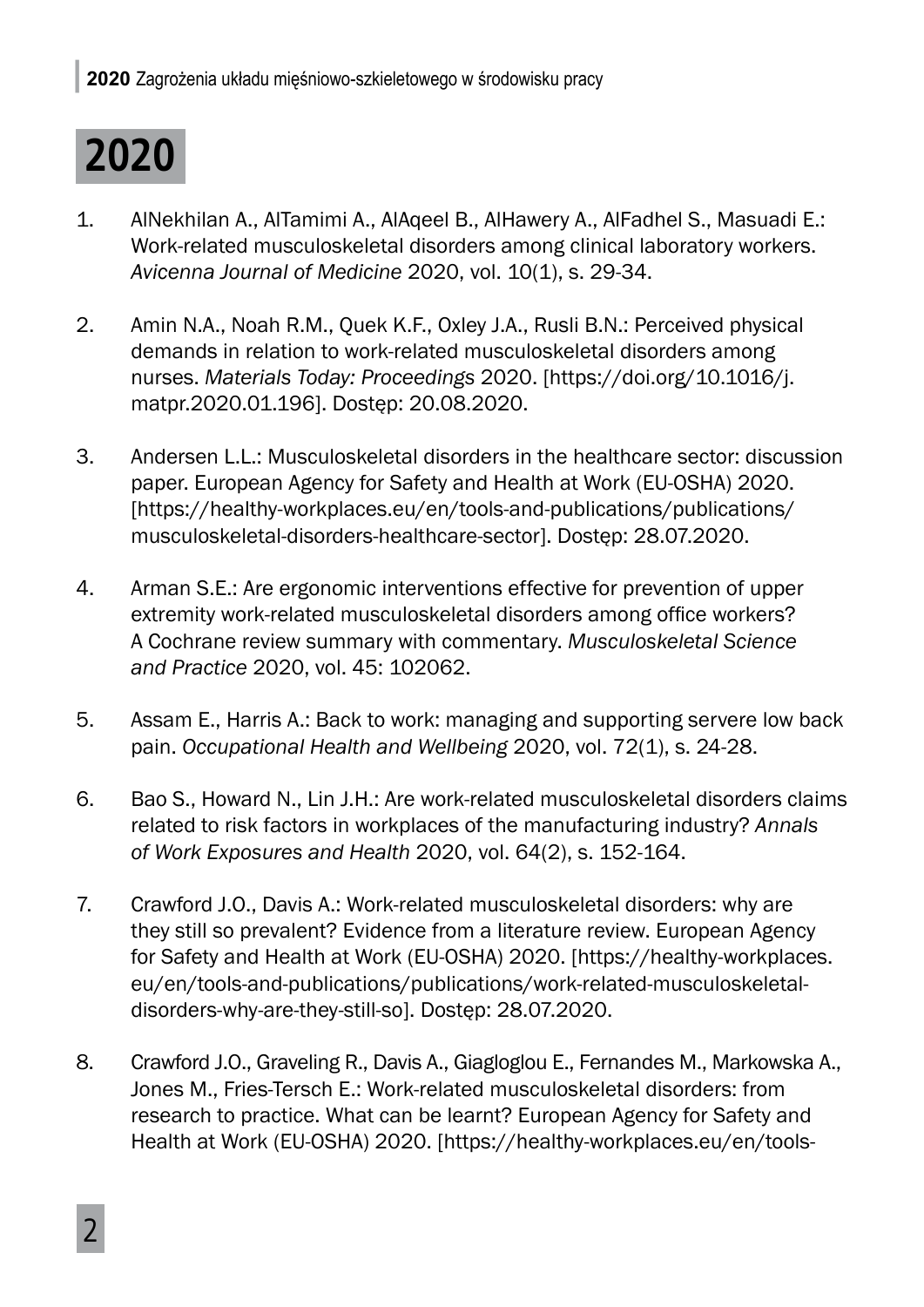# 2020

1. AlNekhilan A., AlTamimi A., AlAqeel B., AlHawery A., AlFadhel S., Masuadi E.: Work-related musculoskeletal disorders among clinical laboratory workers. *Avicenna Journal of Medicine* 2020, vol. 10(1), s. 29-34.

2. Amin N.A., Noah R.M., Quek K.F., Oxley J.A., Rusli B.N.: Perceived physical demands in relation to work-related musculoskeletal disorders among nurses. *Materials Today: Proceedings* 2020. [https://doi.org/10.1016/j.matpr.2020.01.196]. Dostęp: 20.08.2020.

3. Andersen L.L.: Musculoskeletal disorders in the healthcare sector: discussion paper. European Agency for Safety and Health at Work (EU-OSHA) 2020. [https://healthy-workplaces.eu/en/tools-and-publications/publications/musculoskeletal-disorders-healthcare-sector]. Dostęp: 28.07.2020.

4. Arman S.E.: Are ergonomic interventions effective for prevention of upper extremity work-related musculoskeletal disorders among office workers? A Cochrane review summary with commentary. *Musculoskeletal Science and Practice* 2020, vol. 45: 102062.

5. Assam E., Harris A.: Back to work: managing and supporting servere low back pain. *Occupational Health and Wellbeing* 2020, vol. 72(1), s. 24-28.

6. Bao S., Howard N., Lin J.H.: Are work-related musculoskeletal disorders claims related to risk factors in workplaces of the manufacturing industry? *Annals of Work Exposures and Health* 2020, vol. 64(2), s. 152-164.

7. Crawford J.O., Davis A.: Work-related musculoskeletal disorders: why are they still so prevalent? Evidence from a literature review. European Agency for Safety and Health at Work (EU-OSHA) 2020. [https://healthy-workplaces.eu/en/tools-and-publications/publications/work-related-musculoskeletal-disorders-why-are-they-still-so]. Dostęp: 28.07.2020.

8. Crawford J.O., Graveling R., Davis A., Giagloglou E., Fernandes M., Markowska A., Jones M., Fries-Tersch E.: Work-related musculoskeletal disorders: from research to practice. What can be learnt? European Agency for Safety and Health at Work (EU-OSHA) 2020. [https://healthy-workplaces.eu/en/tools-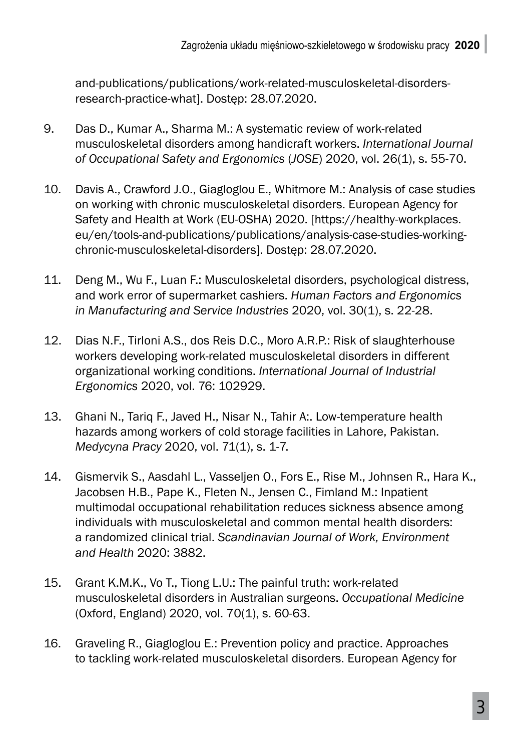and-publications/publications/work-related-musculoskeletal-disorders-research-practice-what]. Dostęp: 28.07.2020.

9. Das D., Kumar A., Sharma M.: A systematic review of work-related musculoskeletal disorders among handicraft workers. *International Journal of Occupational Safety and Ergonomics* (*JOSE*) 2020, vol. 26(1), s. 55-70.

10. Davis A., Crawford J.O., Giagloglou E., Whitmore M.: Analysis of case studies on working with chronic musculoskeletal disorders. European Agency for Safety and Health at Work (EU-OSHA) 2020. [https://healthy-workplaces.eu/en/tools-and-publications/publications/analysis-case-studies-working-chronic-musculoskeletal-disorders]. Dostęp: 28.07.2020.

11. Deng M., Wu F., Luan F.: Musculoskeletal disorders, psychological distress, and work error of supermarket cashiers. *Human Factors and Ergonomics in Manufacturing and Service Industries* 2020, vol. 30(1), s. 22-28.

12. Dias N.F., Tirloni A.S., dos Reis D.C., Moro A.R.P.: Risk of slaughterhouse workers developing work-related musculoskeletal disorders in different organizational working conditions. *International Journal of Industrial Ergonomics* 2020, vol. 76: 102929.

13. Ghani N., Tariq F., Javed H., Nisar N., Tahir A:. Low-temperature health hazards among workers of cold storage facilities in Lahore, Pakistan. *Medycyna Pracy* 2020, vol. 71(1), s. 1-7.

14. Gismervik S., Aasdahl L., Vasseljen O., Fors E., Rise M., Johnsen R., Hara K., Jacobsen H.B., Pape K., Fleten N., Jensen C., Fimland M.: Inpatient multimodal occupational rehabilitation reduces sickness absence among individuals with musculoskeletal and common mental health disorders: a randomized clinical trial. *Scandinavian Journal of Work, Environment and Health* 2020: 3882.

15. Grant K.M.K., Vo T., Tiong L.U.: The painful truth: work-related musculoskeletal disorders in Australian surgeons. *Occupational Medicine* (Oxford, England) 2020, vol. 70(1), s. 60-63.

16. Graveling R., Giagloglou E.: Prevention policy and practice. Approaches to tackling work-related musculoskeletal disorders. European Agency for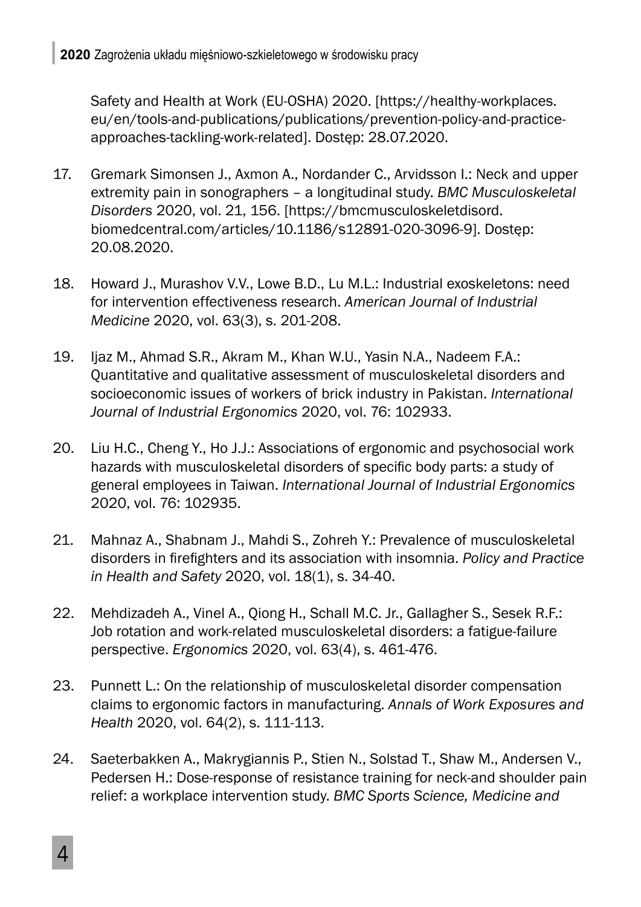Safety and Health at Work (EU-OSHA) 2020. [https://healthy-workplaces.eu/en/tools-and-publications/publications/prevention-policy-and-practice-approaches-tackling-work-related]. Dostęp: 28.07.2020.

17. Gremark Simonsen J., Axmon A., Nordander C., Arvidsson I.: Neck and upper extremity pain in sonographers – a longitudinal study. *BMC Musculoskeletal Disorders* 2020, vol. 21, 156. [https://bmcmusculoskeletdisord.biomedcentral.com/articles/10.1186/s12891-020-3096-9]. Dostęp: 20.08.2020.

18. Howard J., Murashov V.V., Lowe B.D., Lu M.L.: Industrial exoskeletons: need for intervention effectiveness research. *American Journal of Industrial Medicine* 2020, vol. 63(3), s. 201-208.

19. Ijaz M., Ahmad S.R., Akram M., Khan W.U., Yasin N.A., Nadeem F.A.: Quantitative and qualitative assessment of musculoskeletal disorders and socioeconomic issues of workers of brick industry in Pakistan. *International Journal of Industrial Ergonomics* 2020, vol. 76: 102933.

20. Liu H.C., Cheng Y., Ho J.J.: Associations of ergonomic and psychosocial work hazards with musculoskeletal disorders of specific body parts: a study of general employees in Taiwan. *International Journal of Industrial Ergonomics* 2020, vol. 76: 102935.

21. Mahnaz A., Shabnam J., Mahdi S., Zohreh Y.: Prevalence of musculoskeletal disorders in firefighters and its association with insomnia. *Policy and Practice in Health and Safety* 2020, vol. 18(1), s. 34-40.

22. Mehdizadeh A., Vinel A., Qiong H., Schall M.C. Jr., Gallagher S., Sesek R.F.: Job rotation and work-related musculoskeletal disorders: a fatigue-failure perspective. *Ergonomics* 2020, vol. 63(4), s. 461-476.

23. Punnett L.: On the relationship of musculoskeletal disorder compensation claims to ergonomic factors in manufacturing. *Annals of Work Exposures and Health* 2020, vol. 64(2), s. 111-113.

24. Saeterbakken A., Makrygiannis P., Stien N., Solstad T., Shaw M., Andersen V., Pedersen H.: Dose-response of resistance training for neck-and shoulder pain relief: a workplace intervention study. *BMC Sports Science, Medicine and*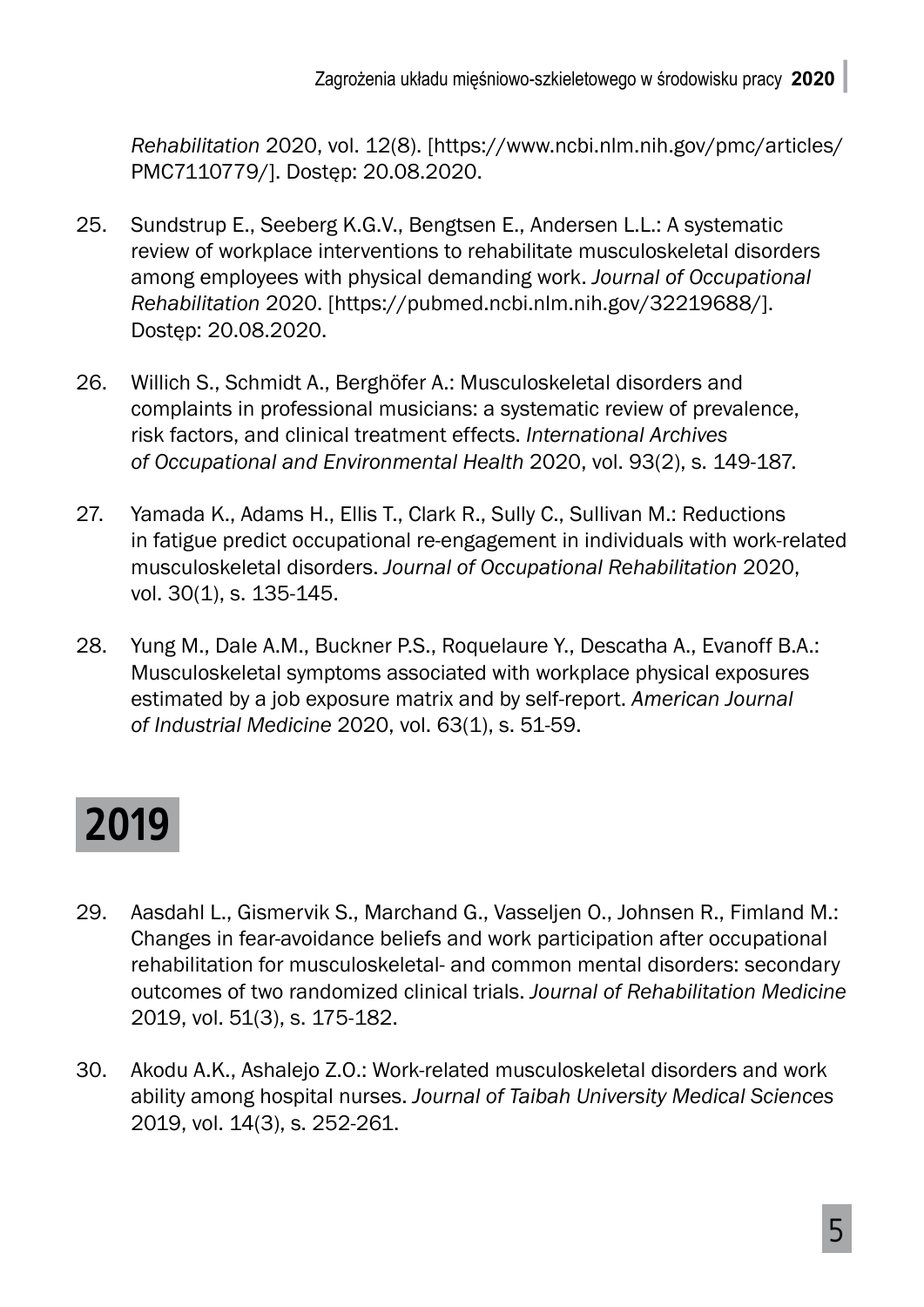*Rehabilitation* 2020, vol. 12(8). [https://www.ncbi.nlm.nih.gov/pmc/articles/PMC7110779/]. Dostęp: 20.08.2020.

25. Sundstrup E., Seeberg K.G.V., Bengtsen E., Andersen L.L.: A systematic review of workplace interventions to rehabilitate musculoskeletal disorders among employees with physical demanding work. *Journal of Occupational Rehabilitation* 2020. [https://pubmed.ncbi.nlm.nih.gov/32219688/]. Dostęp: 20.08.2020.

26. Willich S., Schmidt A., Berghöfer A.: Musculoskeletal disorders and complaints in professional musicians: a systematic review of prevalence, risk factors, and clinical treatment effects. *International Archives of Occupational and Environmental Health* 2020, vol. 93(2), s. 149-187.

27. Yamada K., Adams H., Ellis T., Clark R., Sully C., Sullivan M.: Reductions in fatigue predict occupational re-engagement in individuals with work-related musculoskeletal disorders. *Journal of Occupational Rehabilitation* 2020, vol. 30(1), s. 135-145.

28. Yung M., Dale A.M., Buckner P.S., Roquelaure Y., Descatha A., Evanoff B.A.: Musculoskeletal symptoms associated with workplace physical exposures estimated by a job exposure matrix and by self-report. *American Journal of Industrial Medicine* 2020, vol. 63(1), s. 51-59.

# 2019

29. Aasdahl L., Gismervik S., Marchand G., Vasseljen O., Johnsen R., Fimland M.: Changes in fear-avoidance beliefs and work participation after occupational rehabilitation for musculoskeletal- and common mental disorders: secondary outcomes of two randomized clinical trials. *Journal of Rehabilitation Medicine* 2019, vol. 51(3), s. 175-182.

30. Akodu A.K., Ashalejo Z.O.: Work-related musculoskeletal disorders and work ability among hospital nurses. *Journal of Taibah University Medical Sciences* 2019, vol. 14(3), s. 252-261.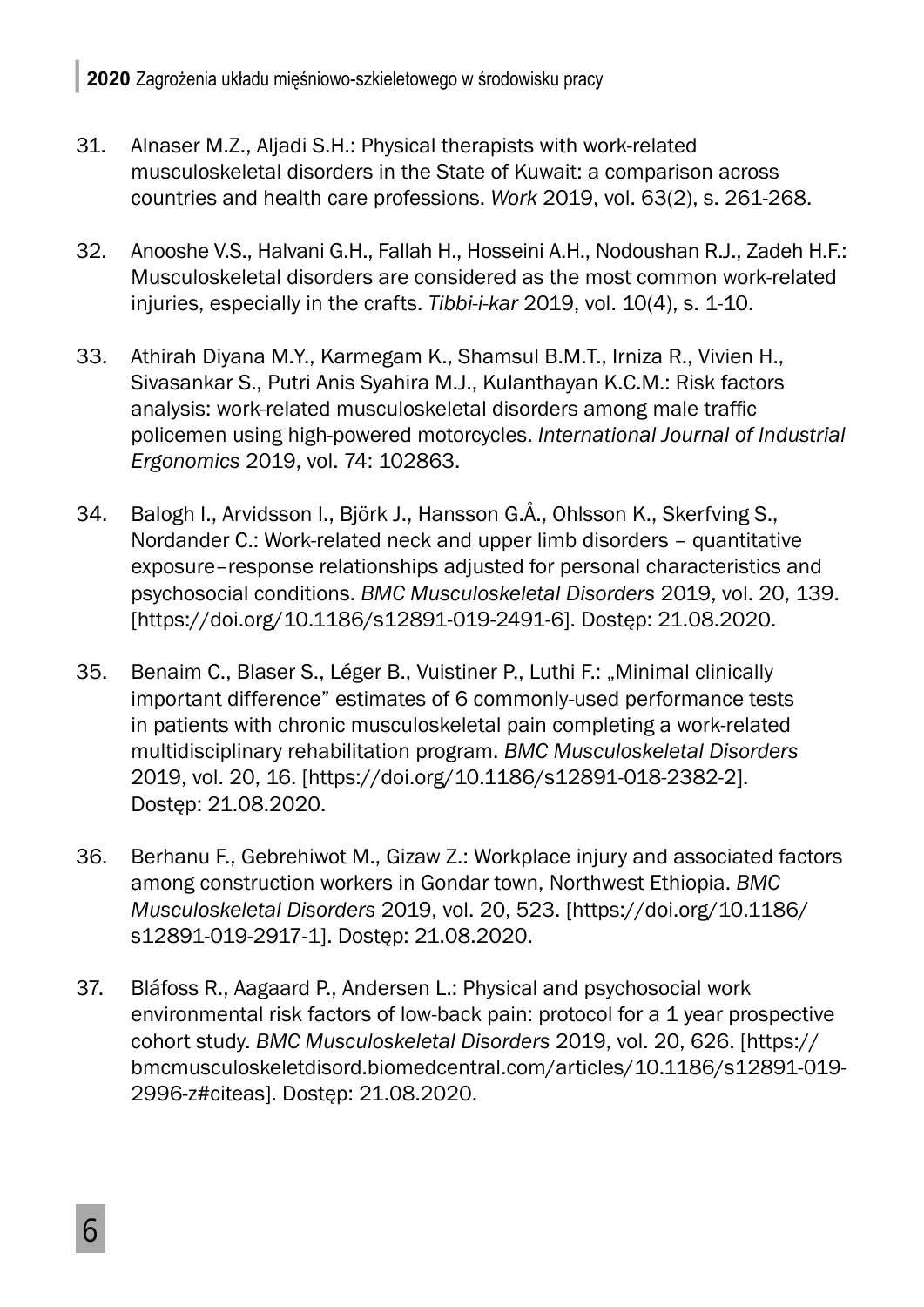31. Alnaser M.Z., Aljadi S.H.: Physical therapists with work-related musculoskeletal disorders in the State of Kuwait: a comparison across countries and health care professions. *Work* 2019, vol. 63(2), s. 261-268.

32. Anooshe V.S., Halvani G.H., Fallah H., Hosseini A.H., Nodoushan R.J., Zadeh H.F.: Musculoskeletal disorders are considered as the most common work-related injuries, especially in the crafts. *Tibbi-i-kar* 2019, vol. 10(4), s. 1-10.

33. Athirah Diyana M.Y., Karmegam K., Shamsul B.M.T., Irniza R., Vivien H., Sivasankar S., Putri Anis Syahira M.J., Kulanthayan K.C.M.: Risk factors analysis: work-related musculoskeletal disorders among male traffic policemen using high-powered motorcycles. *International Journal of Industrial Ergonomics* 2019, vol. 74: 102863.

34. Balogh I., Arvidsson I., Björk J., Hansson G.Å., Ohlsson K., Skerfving S., Nordander C.: Work-related neck and upper limb disorders – quantitative exposure–response relationships adjusted for personal characteristics and psychosocial conditions. *BMC Musculoskeletal Disorders* 2019, vol. 20, 139. [https://doi.org/10.1186/s12891-019-2491-6]. Dostęp: 21.08.2020.

35. Benaim C., Blaser S., Léger B., Vuistiner P., Luthi F.: „Minimal clinically important difference" estimates of 6 commonly-used performance tests in patients with chronic musculoskeletal pain completing a work-related multidisciplinary rehabilitation program. *BMC Musculoskeletal Disorders* 2019, vol. 20, 16. [https://doi.org/10.1186/s12891-018-2382-2]. Dostęp: 21.08.2020.

36. Berhanu F., Gebrehiwot M., Gizaw Z.: Workplace injury and associated factors among construction workers in Gondar town, Northwest Ethiopia. *BMC Musculoskeletal Disorders* 2019, vol. 20, 523. [https://doi.org/10.1186/s12891-019-2917-1]. Dostęp: 21.08.2020.

37. Bláfoss R., Aagaard P., Andersen L.: Physical and psychosocial work environmental risk factors of low-back pain: protocol for a 1 year prospective cohort study. *BMC Musculoskeletal Disorders* 2019, vol. 20, 626. [https://bmcmusculoskeletdisord.biomedcentral.com/articles/10.1186/s12891-019-2996-z#citeas]. Dostęp: 21.08.2020.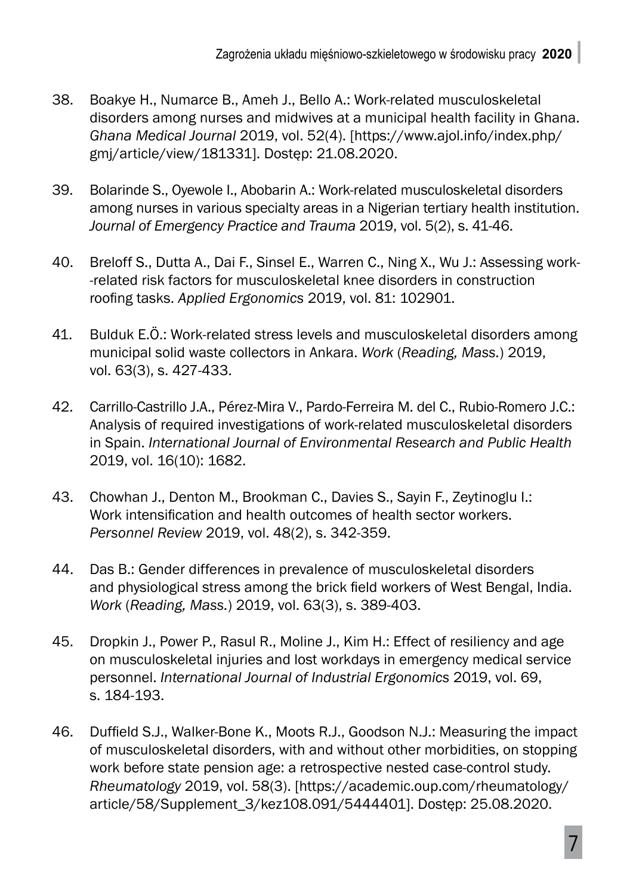38. Boakye H., Numarce B., Ameh J., Bello A.: Work-related musculoskeletal disorders among nurses and midwives at a municipal health facility in Ghana. *Ghana Medical Journal* 2019, vol. 52(4). [https://www.ajol.info/index.php/gmj/article/view/181331]. Dostęp: 21.08.2020.

39. Bolarinde S., Oyewole I., Abobarin A.: Work-related musculoskeletal disorders among nurses in various specialty areas in a Nigerian tertiary health institution. *Journal of Emergency Practice and Trauma* 2019, vol. 5(2), s. 41-46.

40. Breloff S., Dutta A., Dai F., Sinsel E., Warren C., Ning X., Wu J.: Assessing work--related risk factors for musculoskeletal knee disorders in construction roofing tasks. *Applied Ergonomics* 2019, vol. 81: 102901.

41. Bulduk E.Ö.: Work-related stress levels and musculoskeletal disorders among municipal solid waste collectors in Ankara. *Work* (*Reading, Mass.*) 2019, vol. 63(3), s. 427-433.

42. Carrillo-Castrillo J.A., Pérez-Mira V., Pardo-Ferreira M. del C., Rubio-Romero J.C.: Analysis of required investigations of work-related musculoskeletal disorders in Spain. *International Journal of Environmental Research and Public Health* 2019, vol. 16(10): 1682.

43. Chowhan J., Denton M., Brookman C., Davies S., Sayin F., Zeytinoglu I.: Work intensification and health outcomes of health sector workers. *Personnel Review* 2019, vol. 48(2), s. 342-359.

44. Das B.: Gender differences in prevalence of musculoskeletal disorders and physiological stress among the brick field workers of West Bengal, India. *Work* (*Reading, Mass.*) 2019, vol. 63(3), s. 389-403.

45. Dropkin J., Power P., Rasul R., Moline J., Kim H.: Effect of resiliency and age on musculoskeletal injuries and lost workdays in emergency medical service personnel. *International Journal of Industrial Ergonomics* 2019, vol. 69, s. 184-193.

46. Duffield S.J., Walker-Bone K., Moots R.J., Goodson N.J.: Measuring the impact of musculoskeletal disorders, with and without other morbidities, on stopping work before state pension age: a retrospective nested case-control study. *Rheumatology* 2019, vol. 58(3). [https://academic.oup.com/rheumatology/article/58/Supplement_3/kez108.091/5444401]. Dostęp: 25.08.2020.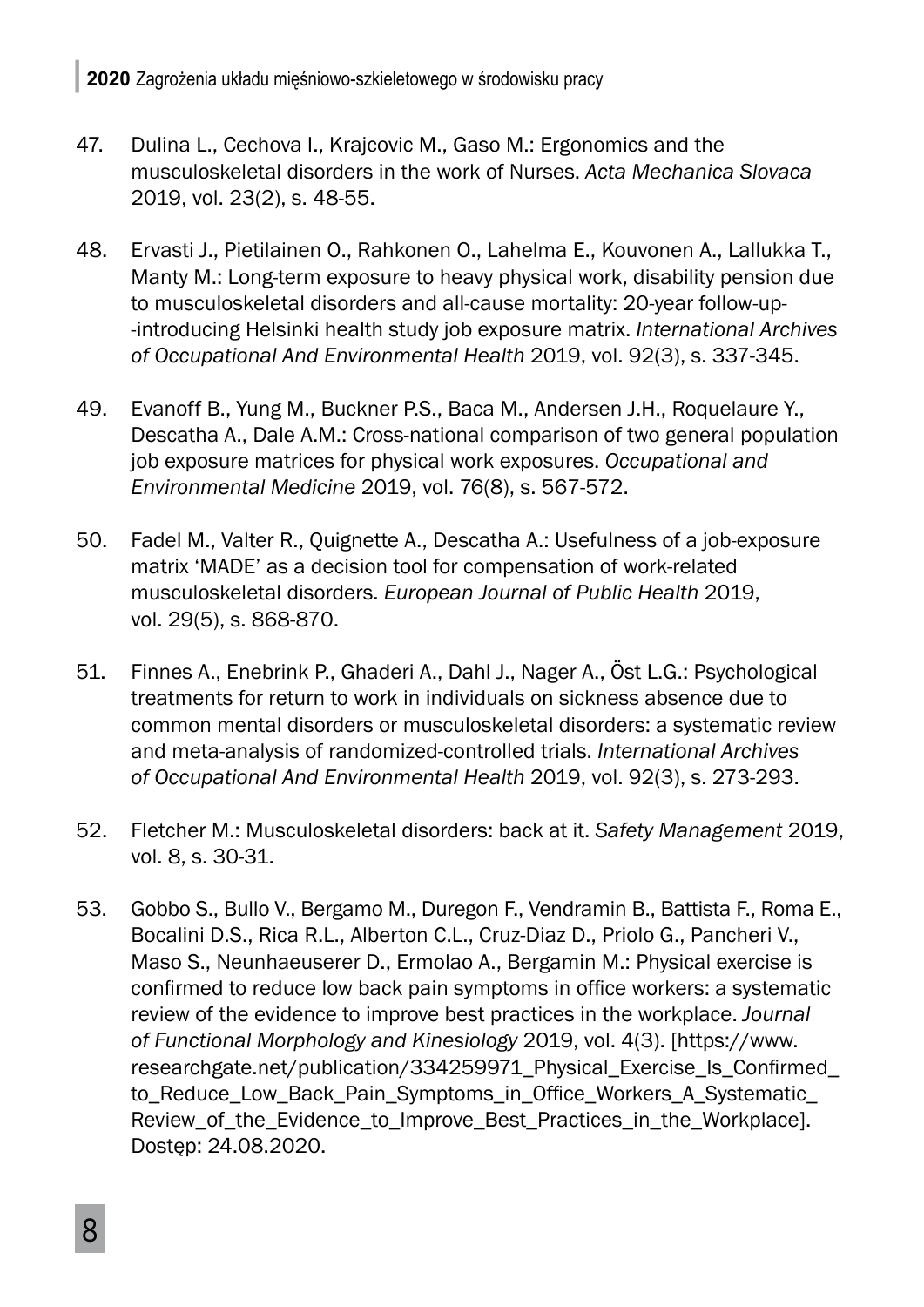47. Dulina L., Cechova I., Krajcovic M., Gaso M.: Ergonomics and the musculoskeletal disorders in the work of Nurses. *Acta Mechanica Slovaca* 2019, vol. 23(2), s. 48-55.

48. Ervasti J., Pietilainen O., Rahkonen O., Lahelma E., Kouvonen A., Lallukka T., Manty M.: Long-term exposure to heavy physical work, disability pension due to musculoskeletal disorders and all-cause mortality: 20-year follow-up--introducing Helsinki health study job exposure matrix. *International Archives of Occupational And Environmental Health* 2019, vol. 92(3), s. 337-345.

49. Evanoff B., Yung M., Buckner P.S., Baca M., Andersen J.H., Roquelaure Y., Descatha A., Dale A.M.: Cross-national comparison of two general population job exposure matrices for physical work exposures. *Occupational and Environmental Medicine* 2019, vol. 76(8), s. 567-572.

50. Fadel M., Valter R., Quignette A., Descatha A.: Usefulness of a job-exposure matrix 'MADE' as a decision tool for compensation of work-related musculoskeletal disorders. *European Journal of Public Health* 2019, vol. 29(5), s. 868-870.

51. Finnes A., Enebrink P., Ghaderi A., Dahl J., Nager A., Öst L.G.: Psychological treatments for return to work in individuals on sickness absence due to common mental disorders or musculoskeletal disorders: a systematic review and meta-analysis of randomized-controlled trials. *International Archives of Occupational And Environmental Health* 2019, vol. 92(3), s. 273-293.

52. Fletcher M.: Musculoskeletal disorders: back at it. *Safety Management* 2019, vol. 8, s. 30-31.

53. Gobbo S., Bullo V., Bergamo M., Duregon F., Vendramin B., Battista F., Roma E., Bocalini D.S., Rica R.L., Alberton C.L., Cruz-Diaz D., Priolo G., Pancheri V., Maso S., Neunhaeuserer D., Ermolao A., Bergamin M.: Physical exercise is confirmed to reduce low back pain symptoms in office workers: a systematic review of the evidence to improve best practices in the workplace. *Journal of Functional Morphology and Kinesiology* 2019, vol. 4(3). [https://www.researchgate.net/publication/334259971_Physical_Exercise_Is_Confirmed_to_Reduce_Low_Back_Pain_Symptoms_in_Office_Workers_A_Systematic_Review_of_the_Evidence_to_Improve_Best_Practices_in_the_Workplace]. Dostęp: 24.08.2020.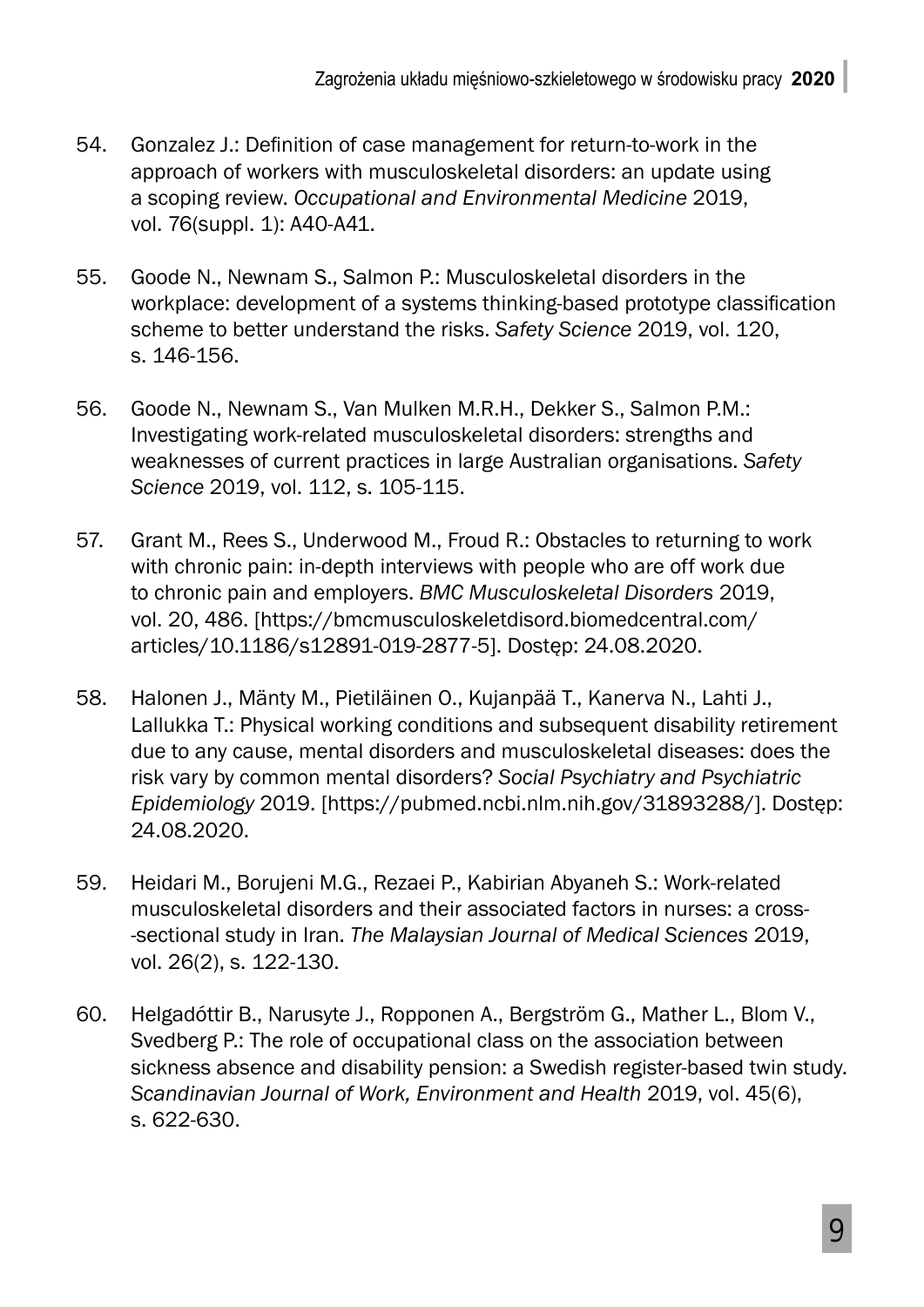54. Gonzalez J.: Definition of case management for return-to-work in the approach of workers with musculoskeletal disorders: an update using a scoping review. *Occupational and Environmental Medicine* 2019, vol. 76(suppl. 1): A40-A41.

55. Goode N., Newnam S., Salmon P.: Musculoskeletal disorders in the workplace: development of a systems thinking-based prototype classification scheme to better understand the risks. *Safety Science* 2019, vol. 120, s. 146-156.

56. Goode N., Newnam S., Van Mulken M.R.H., Dekker S., Salmon P.M.: Investigating work-related musculoskeletal disorders: strengths and weaknesses of current practices in large Australian organisations. *Safety Science* 2019, vol. 112, s. 105-115.

57. Grant M., Rees S., Underwood M., Froud R.: Obstacles to returning to work with chronic pain: in-depth interviews with people who are off work due to chronic pain and employers. *BMC Musculoskeletal Disorders* 2019, vol. 20, 486. [https://bmcmusculoskeletdisord.biomedcentral.com/articles/10.1186/s12891-019-2877-5]. Dostęp: 24.08.2020.

58. Halonen J., Mänty M., Pietiläinen O., Kujanpää T., Kanerva N., Lahti J., Lallukka T.: Physical working conditions and subsequent disability retirement due to any cause, mental disorders and musculoskeletal diseases: does the risk vary by common mental disorders? *Social Psychiatry and Psychiatric Epidemiology* 2019. [https://pubmed.ncbi.nlm.nih.gov/31893288/]. Dostęp: 24.08.2020.

59. Heidari M., Borujeni M.G., Rezaei P., Kabirian Abyaneh S.: Work-related musculoskeletal disorders and their associated factors in nurses: a cross--sectional study in Iran. *The Malaysian Journal of Medical Sciences* 2019, vol. 26(2), s. 122-130.

60. Helgadóttir B., Narusyte J., Ropponen A., Bergström G., Mather L., Blom V., Svedberg P.: The role of occupational class on the association between sickness absence and disability pension: a Swedish register-based twin study. *Scandinavian Journal of Work, Environment and Health* 2019, vol. 45(6), s. 622-630.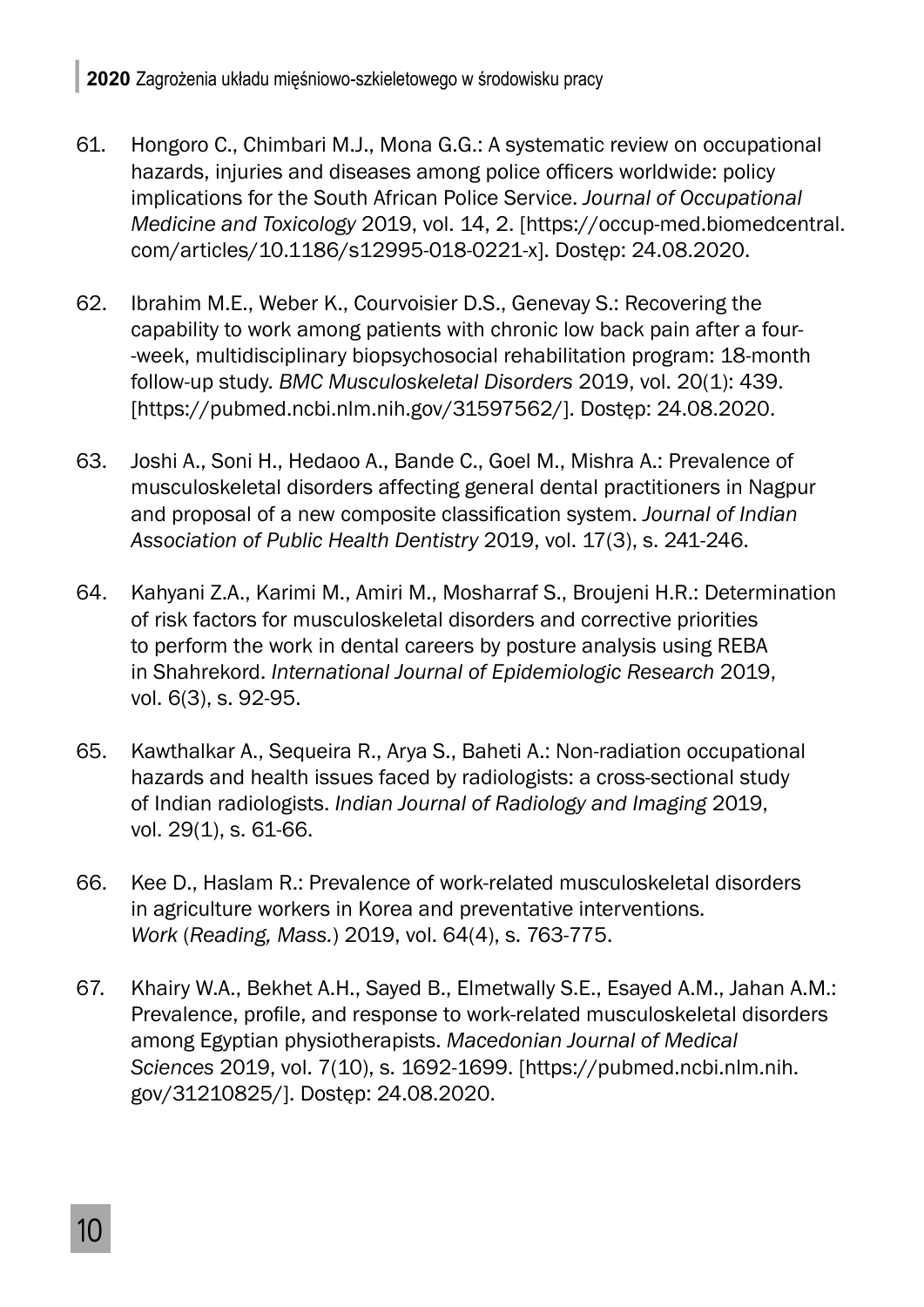61. Hongoro C., Chimbari M.J., Mona G.G.: A systematic review on occupational hazards, injuries and diseases among police officers worldwide: policy implications for the South African Police Service. *Journal of Occupational Medicine and Toxicology* 2019, vol. 14, 2. [https://occup-med.biomedcentral.com/articles/10.1186/s12995-018-0221-x]. Dostęp: 24.08.2020.

62. Ibrahim M.E., Weber K., Courvoisier D.S., Genevay S.: Recovering the capability to work among patients with chronic low back pain after a four--week, multidisciplinary biopsychosocial rehabilitation program: 18-month follow-up study. *BMC Musculoskeletal Disorders* 2019, vol. 20(1): 439. [https://pubmed.ncbi.nlm.nih.gov/31597562/]. Dostęp: 24.08.2020.

63. Joshi A., Soni H., Hedaoo A., Bande C., Goel M., Mishra A.: Prevalence of musculoskeletal disorders affecting general dental practitioners in Nagpur and proposal of a new composite classification system. *Journal of Indian Association of Public Health Dentistry* 2019, vol. 17(3), s. 241-246.

64. Kahyani Z.A., Karimi M., Amiri M., Mosharraf S., Broujeni H.R.: Determination of risk factors for musculoskeletal disorders and corrective priorities to perform the work in dental careers by posture analysis using REBA in Shahrekord. *International Journal of Epidemiologic Research* 2019, vol. 6(3), s. 92-95.

65. Kawthalkar A., Sequeira R., Arya S., Baheti A.: Non-radiation occupational hazards and health issues faced by radiologists: a cross-sectional study of Indian radiologists. *Indian Journal of Radiology and Imaging* 2019, vol. 29(1), s. 61-66.

66. Kee D., Haslam R.: Prevalence of work-related musculoskeletal disorders in agriculture workers in Korea and preventative interventions. *Work* (*Reading, Mass.*) 2019, vol. 64(4), s. 763-775.

67. Khairy W.A., Bekhet A.H., Sayed B., Elmetwally S.E., Esayed A.M., Jahan A.M.: Prevalence, profile, and response to work-related musculoskeletal disorders among Egyptian physiotherapists. *Macedonian Journal of Medical Sciences* 2019, vol. 7(10), s. 1692-1699. [https://pubmed.ncbi.nlm.nih.gov/31210825/]. Dostęp: 24.08.2020.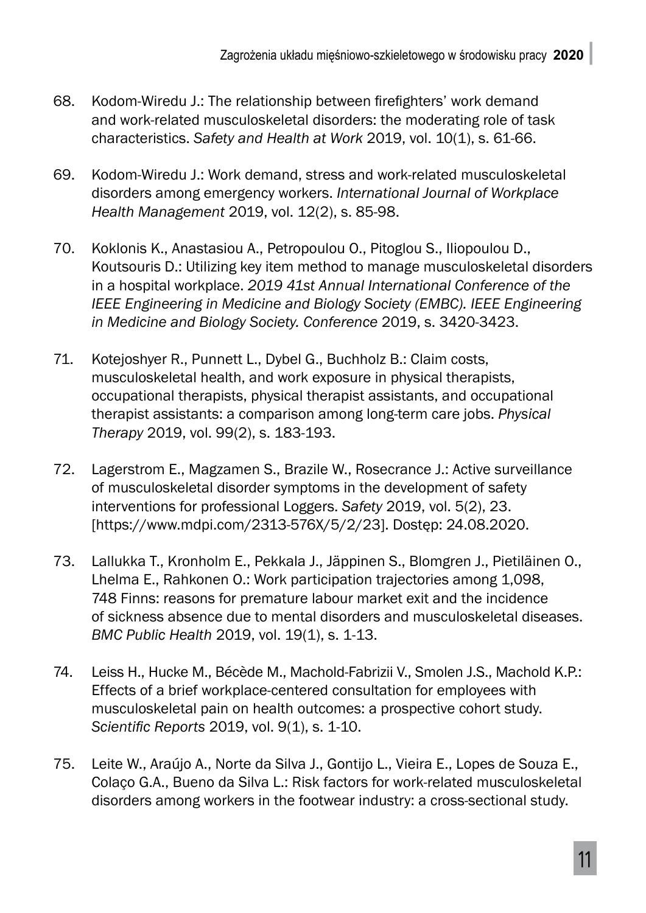68. Kodom-Wiredu J.: The relationship between firefighters' work demand and work-related musculoskeletal disorders: the moderating role of task characteristics. *Safety and Health at Work* 2019, vol. 10(1), s. 61-66.

69. Kodom-Wiredu J.: Work demand, stress and work-related musculoskeletal disorders among emergency workers. *International Journal of Workplace Health Management* 2019, vol. 12(2), s. 85-98.

70. Koklonis K., Anastasiou A., Petropoulou O., Pitoglou S., Iliopoulou D., Koutsouris D.: Utilizing key item method to manage musculoskeletal disorders in a hospital workplace. *2019 41st Annual International Conference of the IEEE Engineering in Medicine and Biology Society (EMBC). IEEE Engineering in Medicine and Biology Society. Conference* 2019, s. 3420-3423.

71. Kotejoshyer R., Punnett L., Dybel G., Buchholz B.: Claim costs, musculoskeletal health, and work exposure in physical therapists, occupational therapists, physical therapist assistants, and occupational therapist assistants: a comparison among long-term care jobs. *Physical Therapy* 2019, vol. 99(2), s. 183-193.

72. Lagerstrom E., Magzamen S., Brazile W., Rosecrance J.: Active surveillance of musculoskeletal disorder symptoms in the development of safety interventions for professional Loggers. *Safety* 2019, vol. 5(2), 23. [https://www.mdpi.com/2313-576X/5/2/23]. Dostęp: 24.08.2020.

73. Lallukka T., Kronholm E., Pekkala J., Jäppinen S., Blomgren J., Pietiläinen O., Lhelma E., Rahkonen O.: Work participation trajectories among 1,098, 748 Finns: reasons for premature labour market exit and the incidence of sickness absence due to mental disorders and musculoskeletal diseases. *BMC Public Health* 2019, vol. 19(1), s. 1-13.

74. Leiss H., Hucke M., Bécède M., Machold-Fabrizii V., Smolen J.S., Machold K.P.: Effects of a brief workplace-centered consultation for employees with musculoskeletal pain on health outcomes: a prospective cohort study. *Scientific Reports* 2019, vol. 9(1), s. 1-10.

75. Leite W., Araújo A., Norte da Silva J., Gontijo L., Vieira E., Lopes de Souza E., Colaço G.A., Bueno da Silva L.: Risk factors for work-related musculoskeletal disorders among workers in the footwear industry: a cross-sectional study.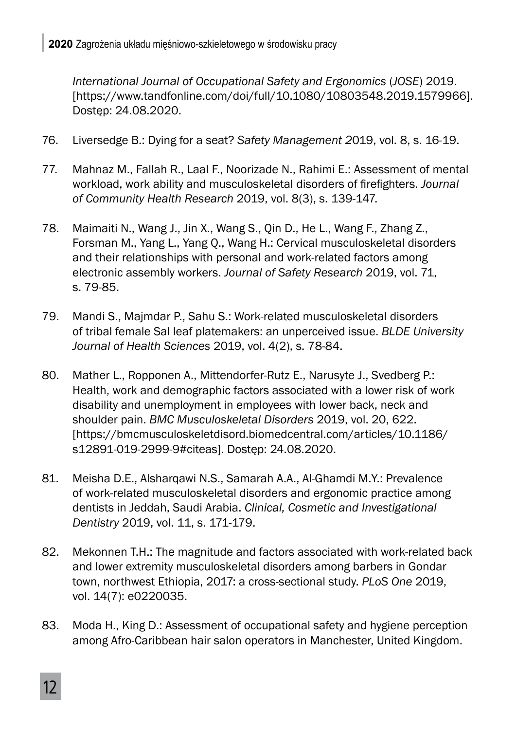*International Journal of Occupational Safety and Ergonomics* (*JOSE*) 2019. [https://www.tandfonline.com/doi/full/10.1080/10803548.2019.1579966]. Dostęp: 24.08.2020.

76. Liversedge B.: Dying for a seat? *Safety Management 2*019, vol. 8, s. 16-19.

77. Mahnaz M., Fallah R., Laal F., Noorizade N., Rahimi E.: Assessment of mental workload, work ability and musculoskeletal disorders of firefighters. *Journal of Community Health Research* 2019, vol. 8(3), s. 139-147.

78. Maimaiti N., Wang J., Jin X., Wang S., Qin D., He L., Wang F., Zhang Z., Forsman M., Yang L., Yang Q., Wang H.: Cervical musculoskeletal disorders and their relationships with personal and work-related factors among electronic assembly workers. *Journal of Safety Research* 2019, vol. 71, s. 79-85.

79. Mandi S., Majmdar P., Sahu S.: Work-related musculoskeletal disorders of tribal female Sal leaf platemakers: an unperceived issue. *BLDE University Journal of Health Sciences* 2019, vol. 4(2), s. 78-84.

80. Mather L., Ropponen A., Mittendorfer-Rutz E., Narusyte J., Svedberg P.: Health, work and demographic factors associated with a lower risk of work disability and unemployment in employees with lower back, neck and shoulder pain. *BMC Musculoskeletal Disorders* 2019, vol. 20, 622. [https://bmcmusculoskeletdisord.biomedcentral.com/articles/10.1186/s12891-019-2999-9#citeas]. Dostęp: 24.08.2020.

81. Meisha D.E., Alsharqawi N.S., Samarah A.A., Al-Ghamdi M.Y.: Prevalence of work-related musculoskeletal disorders and ergonomic practice among dentists in Jeddah, Saudi Arabia. *Clinical, Cosmetic and Investigational Dentistry* 2019, vol. 11, s. 171-179.

82. Mekonnen T.H.: The magnitude and factors associated with work-related back and lower extremity musculoskeletal disorders among barbers in Gondar town, northwest Ethiopia, 2017: a cross-sectional study. *PLoS One* 2019, vol. 14(7): e0220035.

83. Moda H., King D.: Assessment of occupational safety and hygiene perception among Afro-Caribbean hair salon operators in Manchester, United Kingdom.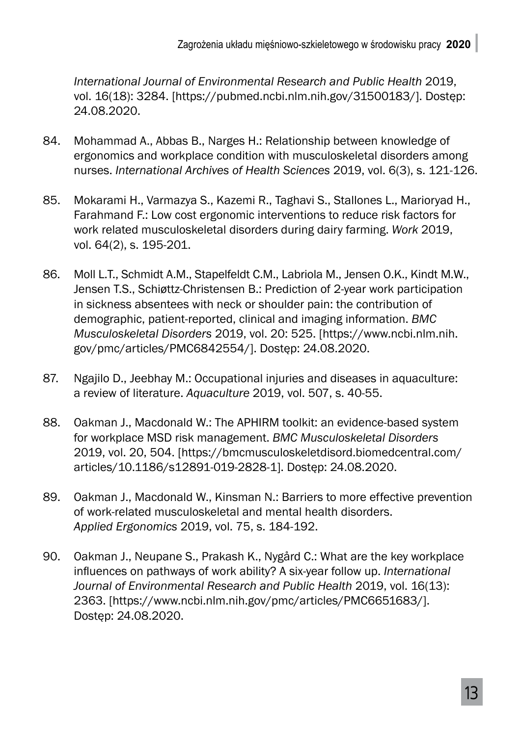*International Journal of Environmental Research and Public Health* 2019, vol. 16(18): 3284. [https://pubmed.ncbi.nlm.nih.gov/31500183/]. Dostęp: 24.08.2020.

84. Mohammad A., Abbas B., Narges H.: Relationship between knowledge of ergonomics and workplace condition with musculoskeletal disorders among nurses. *International Archives of Health Sciences* 2019, vol. 6(3), s. 121-126.

85. Mokarami H., Varmazya S., Kazemi R., Taghavi S., Stallones L., Marioryad H., Farahmand F.: Low cost ergonomic interventions to reduce risk factors for work related musculoskeletal disorders during dairy farming. *Work* 2019, vol. 64(2), s. 195-201.

86. Moll L.T., Schmidt A.M., Stapelfeldt C.M., Labriola M., Jensen O.K., Kindt M.W., Jensen T.S., Schiøttz-Christensen B.: Prediction of 2-year work participation in sickness absentees with neck or shoulder pain: the contribution of demographic, patient-reported, clinical and imaging information. *BMC Musculoskeletal Disorders* 2019, vol. 20: 525. [https://www.ncbi.nlm.nih.gov/pmc/articles/PMC6842554/]. Dostęp: 24.08.2020.

87. Ngajilo D., Jeebhay M.: Occupational injuries and diseases in aquaculture: a review of literature. *Aquaculture* 2019, vol. 507, s. 40-55.

88. Oakman J., Macdonald W.: The APHIRM toolkit: an evidence-based system for workplace MSD risk management. *BMC Musculoskeletal Disorders* 2019, vol. 20, 504. [https://bmcmusculoskeletdisord.biomedcentral.com/articles/10.1186/s12891-019-2828-1]. Dostęp: 24.08.2020.

89. Oakman J., Macdonald W., Kinsman N.: Barriers to more effective prevention of work-related musculoskeletal and mental health disorders. *Applied Ergonomics* 2019, vol. 75, s. 184-192.

90. Oakman J., Neupane S., Prakash K., Nygård C.: What are the key workplace influences on pathways of work ability? A six-year follow up. *International Journal of Environmental Research and Public Health* 2019, vol. 16(13): 2363. [https://www.ncbi.nlm.nih.gov/pmc/articles/PMC6651683/]. Dostęp: 24.08.2020.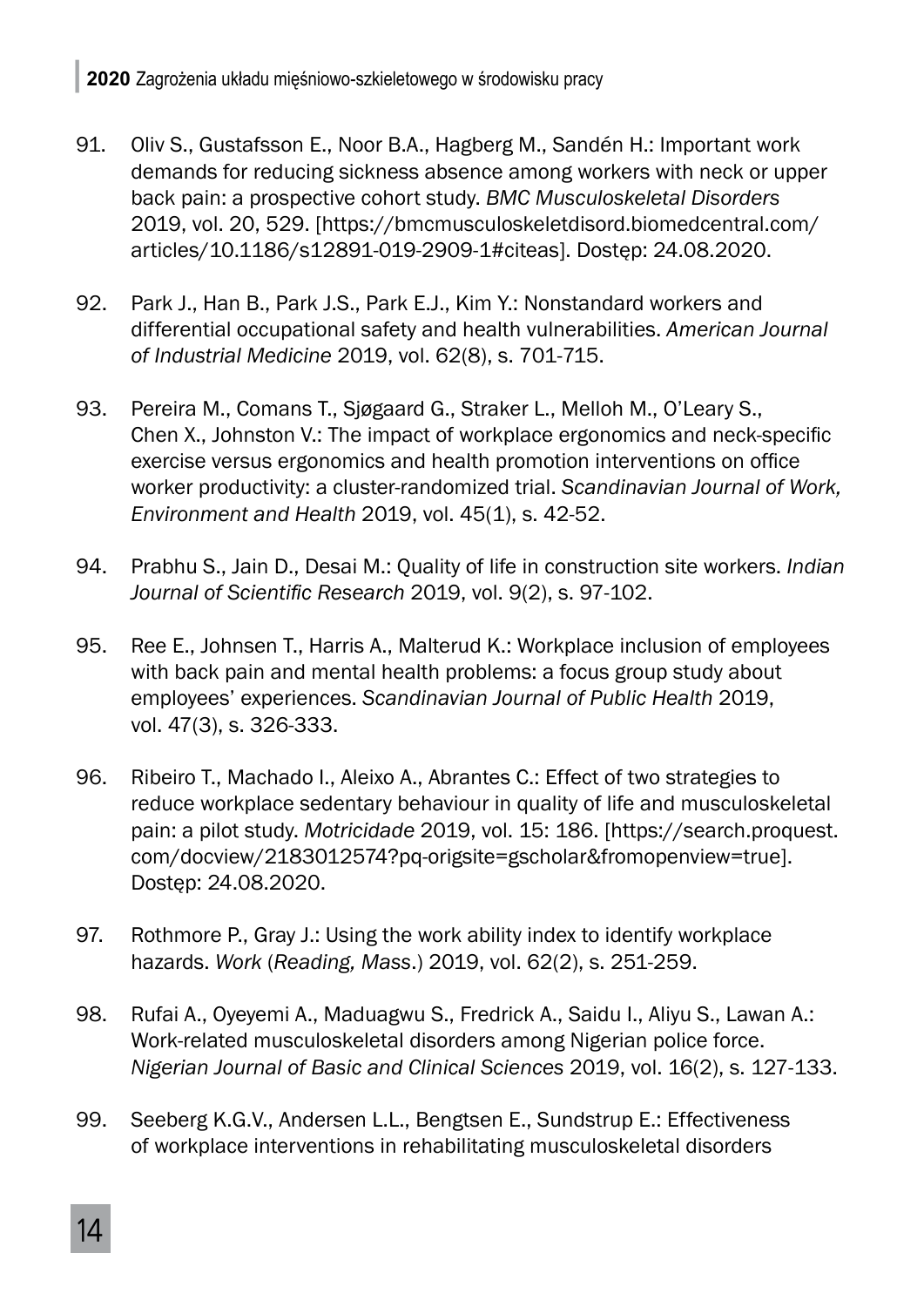91. Oliv S., Gustafsson E., Noor B.A., Hagberg M., Sandén H.: Important work demands for reducing sickness absence among workers with neck or upper back pain: a prospective cohort study. *BMC Musculoskeletal Disorders* 2019, vol. 20, 529. [https://bmcmusculoskeletdisord.biomedcentral.com/articles/10.1186/s12891-019-2909-1#citeas]. Dostęp: 24.08.2020.

92. Park J., Han B., Park J.S., Park E.J., Kim Y.: Nonstandard workers and differential occupational safety and health vulnerabilities. *American Journal of Industrial Medicine* 2019, vol. 62(8), s. 701-715.

93. Pereira M., Comans T., Sjøgaard G., Straker L., Melloh M., O'Leary S., Chen X., Johnston V.: The impact of workplace ergonomics and neck-specific exercise versus ergonomics and health promotion interventions on office worker productivity: a cluster-randomized trial. *Scandinavian Journal of Work, Environment and Health* 2019, vol. 45(1), s. 42-52.

94. Prabhu S., Jain D., Desai M.: Quality of life in construction site workers. *Indian Journal of Scientific Research* 2019, vol. 9(2), s. 97-102.

95. Ree E., Johnsen T., Harris A., Malterud K.: Workplace inclusion of employees with back pain and mental health problems: a focus group study about employees' experiences. *Scandinavian Journal of Public Health* 2019, vol. 47(3), s. 326-333.

96. Ribeiro T., Machado I., Aleixo A., Abrantes C.: Effect of two strategies to reduce workplace sedentary behaviour in quality of life and musculoskeletal pain: a pilot study. *Motricidade* 2019, vol. 15: 186. [https://search.proquest.com/docview/2183012574?pq-origsite=gscholar&fromopenview=true]. Dostęp: 24.08.2020.

97. Rothmore P., Gray J.: Using the work ability index to identify workplace hazards. *Work* (*Reading, Mass*.) 2019, vol. 62(2), s. 251-259.

98. Rufai A., Oyeyemi A., Maduagwu S., Fredrick A., Saidu I., Aliyu S., Lawan A.: Work-related musculoskeletal disorders among Nigerian police force. *Nigerian Journal of Basic and Clinical Sciences* 2019, vol. 16(2), s. 127-133.

99. Seeberg K.G.V., Andersen L.L., Bengtsen E., Sundstrup E.: Effectiveness of workplace interventions in rehabilitating musculoskeletal disorders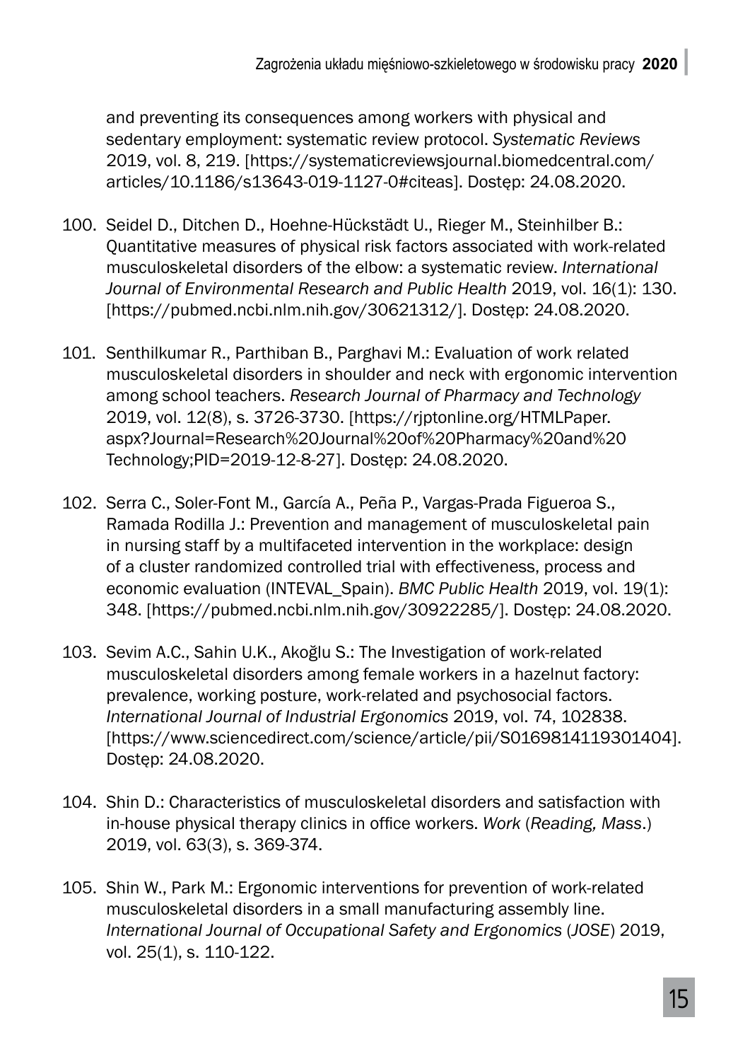and preventing its consequences among workers with physical and sedentary employment: systematic review protocol. *Systematic Reviews* 2019, vol. 8, 219. [https://systematicreviewsjournal.biomedcentral.com/articles/10.1186/s13643-019-1127-0#citeas]. Dostęp: 24.08.2020.

100. Seidel D., Ditchen D., Hoehne-Hückstädt U., Rieger M., Steinhilber B.: Quantitative measures of physical risk factors associated with work-related musculoskeletal disorders of the elbow: a systematic review. *International Journal of Environmental Research and Public Health* 2019, vol. 16(1): 130. [https://pubmed.ncbi.nlm.nih.gov/30621312/]. Dostęp: 24.08.2020.

101. Senthilkumar R., Parthiban B., Parghavi M.: Evaluation of work related musculoskeletal disorders in shoulder and neck with ergonomic intervention among school teachers. *Research Journal of Pharmacy and Technology* 2019, vol. 12(8), s. 3726-3730. [https://rjptonline.org/HTMLPaper.aspx?Journal=Research%20Journal%20of%20Pharmacy%20and%20Technology;PID=2019-12-8-27]. Dostęp: 24.08.2020.

102. Serra C., Soler-Font M., García A., Peña P., Vargas-Prada Figueroa S., Ramada Rodilla J.: Prevention and management of musculoskeletal pain in nursing staff by a multifaceted intervention in the workplace: design of a cluster randomized controlled trial with effectiveness, process and economic evaluation (INTEVAL_Spain). *BMC Public Health* 2019, vol. 19(1): 348. [https://pubmed.ncbi.nlm.nih.gov/30922285/]. Dostęp: 24.08.2020.

103. Sevim A.C., Sahin U.K., Akoğlu S.: The Investigation of work-related musculoskeletal disorders among female workers in a hazelnut factory: prevalence, working posture, work-related and psychosocial factors. *International Journal of Industrial Ergonomics* 2019, vol. 74, 102838. [https://www.sciencedirect.com/science/article/pii/S0169814119301404]. Dostęp: 24.08.2020.

104. Shin D.: Characteristics of musculoskeletal disorders and satisfaction with in-house physical therapy clinics in office workers. *Work* (*Reading, Mass*.) 2019, vol. 63(3), s. 369-374.

105. Shin W., Park M.: Ergonomic interventions for prevention of work-related musculoskeletal disorders in a small manufacturing assembly line. *International Journal of Occupational Safety and Ergonomics* (*JOSE*) 2019, vol. 25(1), s. 110-122.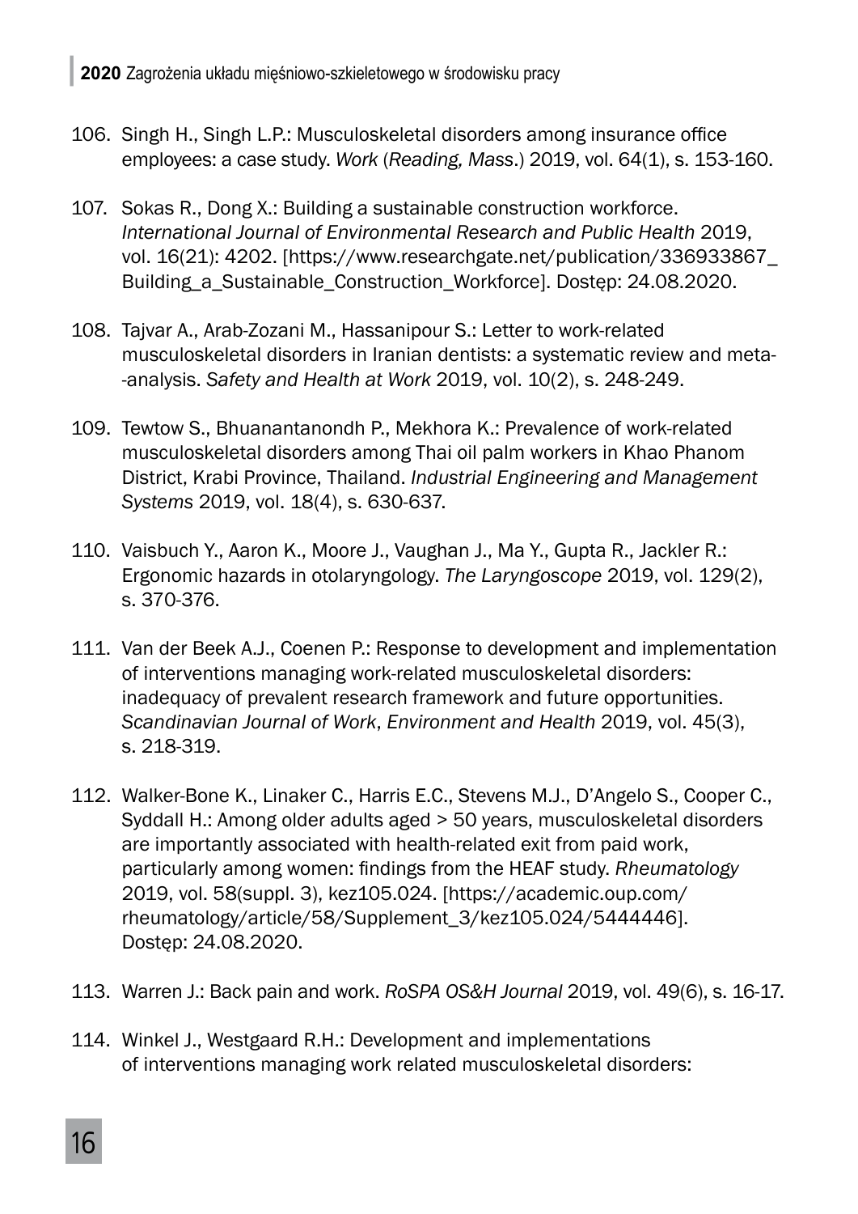106. Singh H., Singh L.P.: Musculoskeletal disorders among insurance office employees: a case study. *Work* (*Reading, Mass*.) 2019, vol. 64(1), s. 153-160.

107. Sokas R., Dong X.: Building a sustainable construction workforce. *International Journal of Environmental Research and Public Health* 2019, vol. 16(21): 4202. [https://www.researchgate.net/publication/336933867_Building_a_Sustainable_Construction_Workforce]. Dostęp: 24.08.2020.

108. Tajvar A., Arab-Zozani M., Hassanipour S.: Letter to work-related musculoskeletal disorders in Iranian dentists: a systematic review and meta--analysis. *Safety and Health at Work* 2019, vol. 10(2), s. 248-249.

109. Tewtow S., Bhuanantanondh P., Mekhora K.: Prevalence of work-related musculoskeletal disorders among Thai oil palm workers in Khao Phanom District, Krabi Province, Thailand. *Industrial Engineering and Management Systems* 2019, vol. 18(4), s. 630-637.

110. Vaisbuch Y., Aaron K., Moore J., Vaughan J., Ma Y., Gupta R., Jackler R.: Ergonomic hazards in otolaryngology. *The Laryngoscope* 2019, vol. 129(2), s. 370-376.

111. Van der Beek A.J., Coenen P.: Response to development and implementation of interventions managing work-related musculoskeletal disorders: inadequacy of prevalent research framework and future opportunities. *Scandinavian Journal of Work*, *Environment and Health* 2019, vol. 45(3), s. 218-319.

112. Walker-Bone K., Linaker C., Harris E.C., Stevens M.J., D'Angelo S., Cooper C., Syddall H.: Among older adults aged > 50 years, musculoskeletal disorders are importantly associated with health-related exit from paid work, particularly among women: findings from the HEAF study. *Rheumatology* 2019, vol. 58(suppl. 3), kez105.024. [https://academic.oup.com/rheumatology/article/58/Supplement_3/kez105.024/5444446]. Dostęp: 24.08.2020.

113. Warren J.: Back pain and work. *RoSPA OS&H Journal* 2019, vol. 49(6), s. 16-17.

114. Winkel J., Westgaard R.H.: Development and implementations of interventions managing work related musculoskeletal disorders: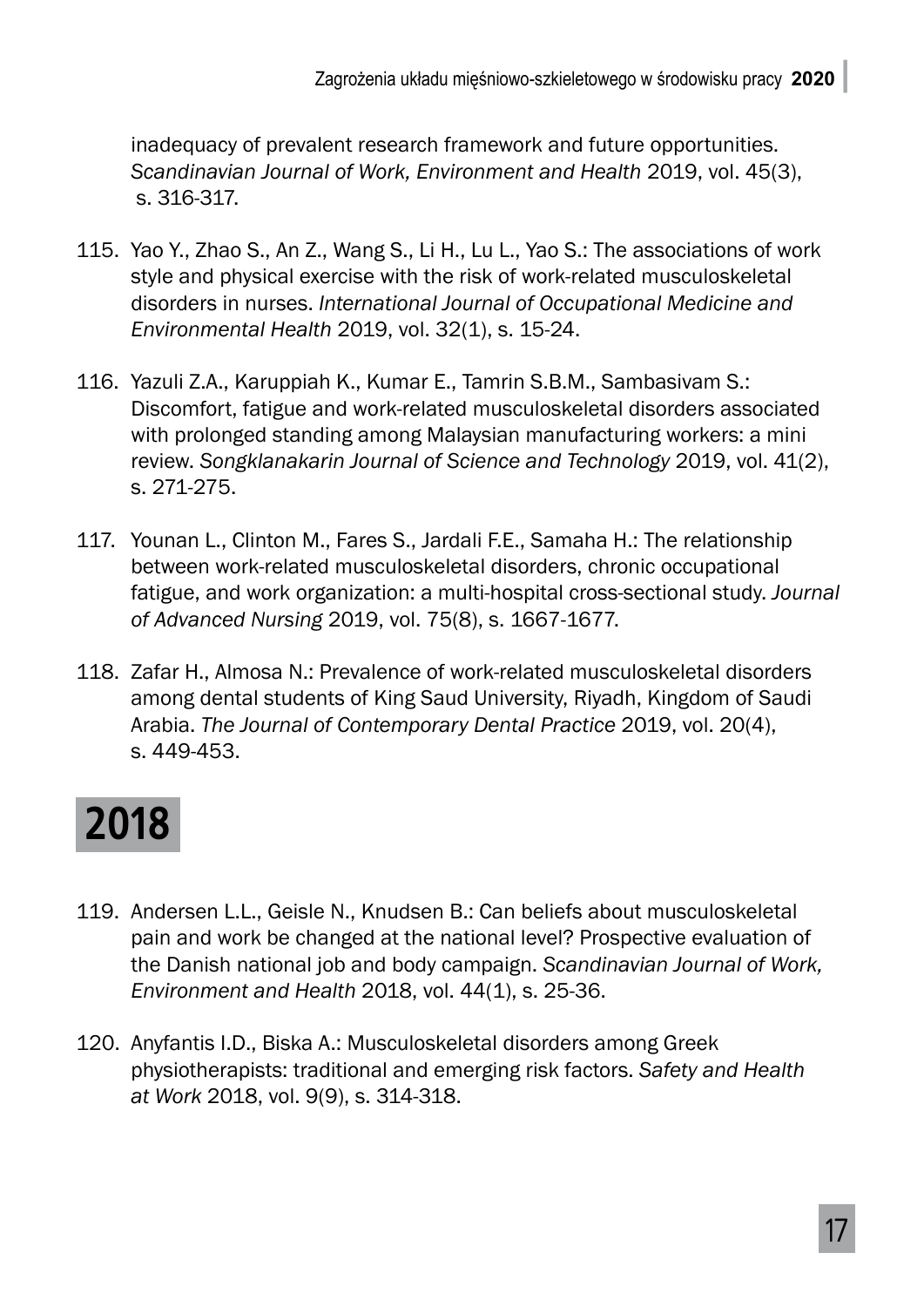inadequacy of prevalent research framework and future opportunities. *Scandinavian Journal of Work, Environment and Health* 2019, vol. 45(3), s. 316-317.

115. Yao Y., Zhao S., An Z., Wang S., Li H., Lu L., Yao S.: The associations of work style and physical exercise with the risk of work-related musculoskeletal disorders in nurses. *International Journal of Occupational Medicine and Environmental Health* 2019, vol. 32(1), s. 15-24.

116. Yazuli Z.A., Karuppiah K., Kumar E., Tamrin S.B.M., Sambasivam S.: Discomfort, fatigue and work-related musculoskeletal disorders associated with prolonged standing among Malaysian manufacturing workers: a mini review. *Songklanakarin Journal of Science and Technology* 2019, vol. 41(2), s. 271-275.

117. Younan L., Clinton M., Fares S., Jardali F.E., Samaha H.: The relationship between work-related musculoskeletal disorders, chronic occupational fatigue, and work organization: a multi-hospital cross-sectional study. *Journal of Advanced Nursing* 2019, vol. 75(8), s. 1667-1677.

118. Zafar H., Almosa N.: Prevalence of work-related musculoskeletal disorders among dental students of King Saud University, Riyadh, Kingdom of Saudi Arabia. *The Journal of Contemporary Dental Practice* 2019, vol. 20(4), s. 449-453.

# 2018

119. Andersen L.L., Geisle N., Knudsen B.: Can beliefs about musculoskeletal pain and work be changed at the national level? Prospective evaluation of the Danish national job and body campaign. *Scandinavian Journal of Work, Environment and Health* 2018, vol. 44(1), s. 25-36.

120. Anyfantis I.D., Biska A.: Musculoskeletal disorders among Greek physiotherapists: traditional and emerging risk factors. *Safety and Health at Work* 2018, vol. 9(9), s. 314-318.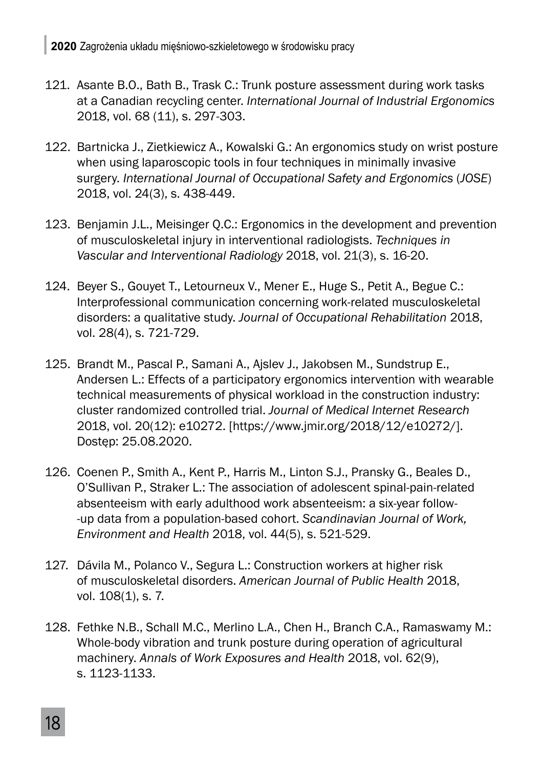121. Asante B.O., Bath B., Trask C.: Trunk posture assessment during work tasks at a Canadian recycling center. *International Journal of Industrial Ergonomics* 2018, vol. 68 (11), s. 297-303.

122. Bartnicka J., Zietkiewicz A., Kowalski G.: An ergonomics study on wrist posture when using laparoscopic tools in four techniques in minimally invasive surgery. *International Journal of Occupational Safety and Ergonomics* (*JOSE*) 2018, vol. 24(3), s. 438-449.

123. Benjamin J.L., Meisinger Q.C.: Ergonomics in the development and prevention of musculoskeletal injury in interventional radiologists. *Techniques in Vascular and Interventional Radiology* 2018, vol. 21(3), s. 16-20.

124. Beyer S., Gouyet T., Letourneux V., Mener E., Huge S., Petit A., Begue C.: Interprofessional communication concerning work-related musculoskeletal disorders: a qualitative study. *Journal of Occupational Rehabilitation* 2018, vol. 28(4), s. 721-729.

125. Brandt M., Pascal P., Samani A., Ajslev J., Jakobsen M., Sundstrup E., Andersen L.: Effects of a participatory ergonomics intervention with wearable technical measurements of physical workload in the construction industry: cluster randomized controlled trial. *Journal of Medical Internet Research* 2018, vol. 20(12): e10272. [https://www.jmir.org/2018/12/e10272/]. Dostęp: 25.08.2020.

126. Coenen P., Smith A., Kent P., Harris M., Linton S.J., Pransky G., Beales D., O'Sullivan P., Straker L.: The association of adolescent spinal-pain-related absenteeism with early adulthood work absenteeism: a six-year follow--up data from a population-based cohort. *Scandinavian Journal of Work, Environment and Health* 2018, vol. 44(5), s. 521-529.

127. Dávila M., Polanco V., Segura L.: Construction workers at higher risk of musculoskeletal disorders. *American Journal of Public Health* 2018, vol. 108(1), s. 7.

128. Fethke N.B., Schall M.C., Merlino L.A., Chen H., Branch C.A., Ramaswamy M.: Whole-body vibration and trunk posture during operation of agricultural machinery. *Annals of Work Exposures and Health* 2018, vol. 62(9), s. 1123-1133.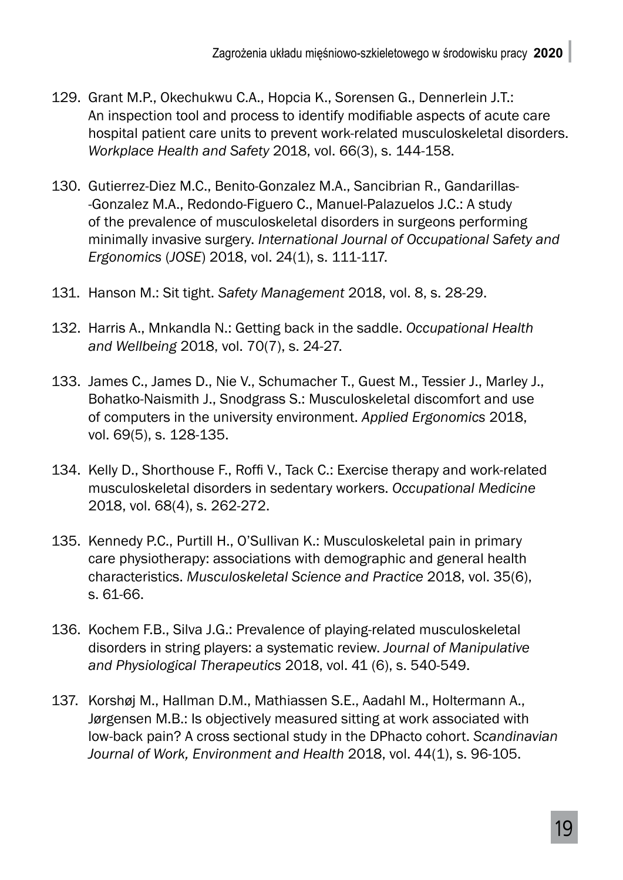129. Grant M.P., Okechukwu C.A., Hopcia K., Sorensen G., Dennerlein J.T.: An inspection tool and process to identify modifiable aspects of acute care hospital patient care units to prevent work-related musculoskeletal disorders. *Workplace Health and Safety* 2018, vol. 66(3), s. 144-158.

130. Gutierrez-Diez M.C., Benito-Gonzalez M.A., Sancibrian R., Gandarillas--Gonzalez M.A., Redondo-Figuero C., Manuel-Palazuelos J.C.: A study of the prevalence of musculoskeletal disorders in surgeons performing minimally invasive surgery. *International Journal of Occupational Safety and Ergonomics* (*JOSE*) 2018, vol. 24(1), s. 111-117.

131. Hanson M.: Sit tight. *Safety Management* 2018, vol. 8, s. 28-29.

132. Harris A., Mnkandla N.: Getting back in the saddle. *Occupational Health and Wellbeing* 2018, vol. 70(7), s. 24-27.

133. James C., James D., Nie V., Schumacher T., Guest M., Tessier J., Marley J., Bohatko-Naismith J., Snodgrass S.: Musculoskeletal discomfort and use of computers in the university environment. *Applied Ergonomics* 2018, vol. 69(5), s. 128-135.

134. Kelly D., Shorthouse F., Roffi V., Tack C.: Exercise therapy and work-related musculoskeletal disorders in sedentary workers. *Occupational Medicine* 2018, vol. 68(4), s. 262-272.

135. Kennedy P.C., Purtill H., O'Sullivan K.: Musculoskeletal pain in primary care physiotherapy: associations with demographic and general health characteristics. *Musculoskeletal Science and Practice* 2018, vol. 35(6), s. 61-66.

136. Kochem F.B., Silva J.G.: Prevalence of playing-related musculoskeletal disorders in string players: a systematic review. *Journal of Manipulative and Physiological Therapeutics* 2018, vol. 41 (6), s. 540-549.

137. Korshøj M., Hallman D.M., Mathiassen S.E., Aadahl M., Holtermann A., Jørgensen M.B.: Is objectively measured sitting at work associated with low-back pain? A cross sectional study in the DPhacto cohort. *Scandinavian Journal of Work, Environment and Health* 2018, vol. 44(1), s. 96-105.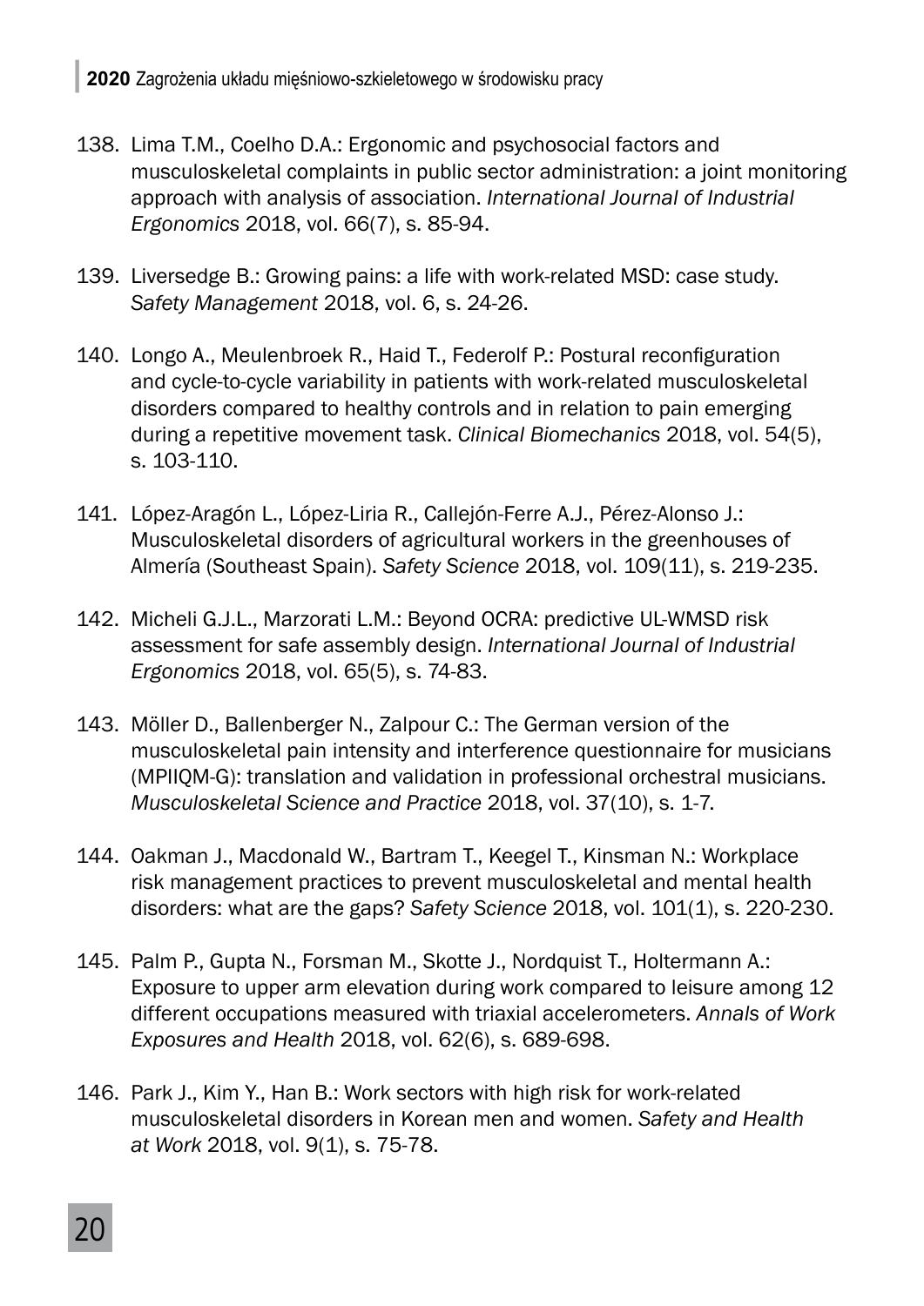138. Lima T.M., Coelho D.A.: Ergonomic and psychosocial factors and musculoskeletal complaints in public sector administration: a joint monitoring approach with analysis of association. *International Journal of Industrial Ergonomics* 2018, vol. 66(7), s. 85-94.

139. Liversedge B.: Growing pains: a life with work-related MSD: case study. *Safety Management* 2018, vol. 6, s. 24-26.

140. Longo A., Meulenbroek R., Haid T., Federolf P.: Postural reconfiguration and cycle-to-cycle variability in patients with work-related musculoskeletal disorders compared to healthy controls and in relation to pain emerging during a repetitive movement task. *Clinical Biomechanics* 2018, vol. 54(5), s. 103-110.

141. López-Aragón L., López-Liria R., Callejón-Ferre A.J., Pérez-Alonso J.: Musculoskeletal disorders of agricultural workers in the greenhouses of Almería (Southeast Spain). *Safety Science* 2018, vol. 109(11), s. 219-235.

142. Micheli G.J.L., Marzorati L.M.: Beyond OCRA: predictive UL-WMSD risk assessment for safe assembly design. *International Journal of Industrial Ergonomics* 2018, vol. 65(5), s. 74-83.

143. Möller D., Ballenberger N., Zalpour C.: The German version of the musculoskeletal pain intensity and interference questionnaire for musicians (MPIIQM-G): translation and validation in professional orchestral musicians. *Musculoskeletal Science and Practice* 2018, vol. 37(10), s. 1-7.

144. Oakman J., Macdonald W., Bartram T., Keegel T., Kinsman N.: Workplace risk management practices to prevent musculoskeletal and mental health disorders: what are the gaps? *Safety Science* 2018, vol. 101(1), s. 220-230.

145. Palm P., Gupta N., Forsman M., Skotte J., Nordquist T., Holtermann A.: Exposure to upper arm elevation during work compared to leisure among 12 different occupations measured with triaxial accelerometers. *Annals of Work Exposures and Health* 2018, vol. 62(6), s. 689-698.

146. Park J., Kim Y., Han B.: Work sectors with high risk for work-related musculoskeletal disorders in Korean men and women. *Safety and Health at Work* 2018, vol. 9(1), s. 75-78.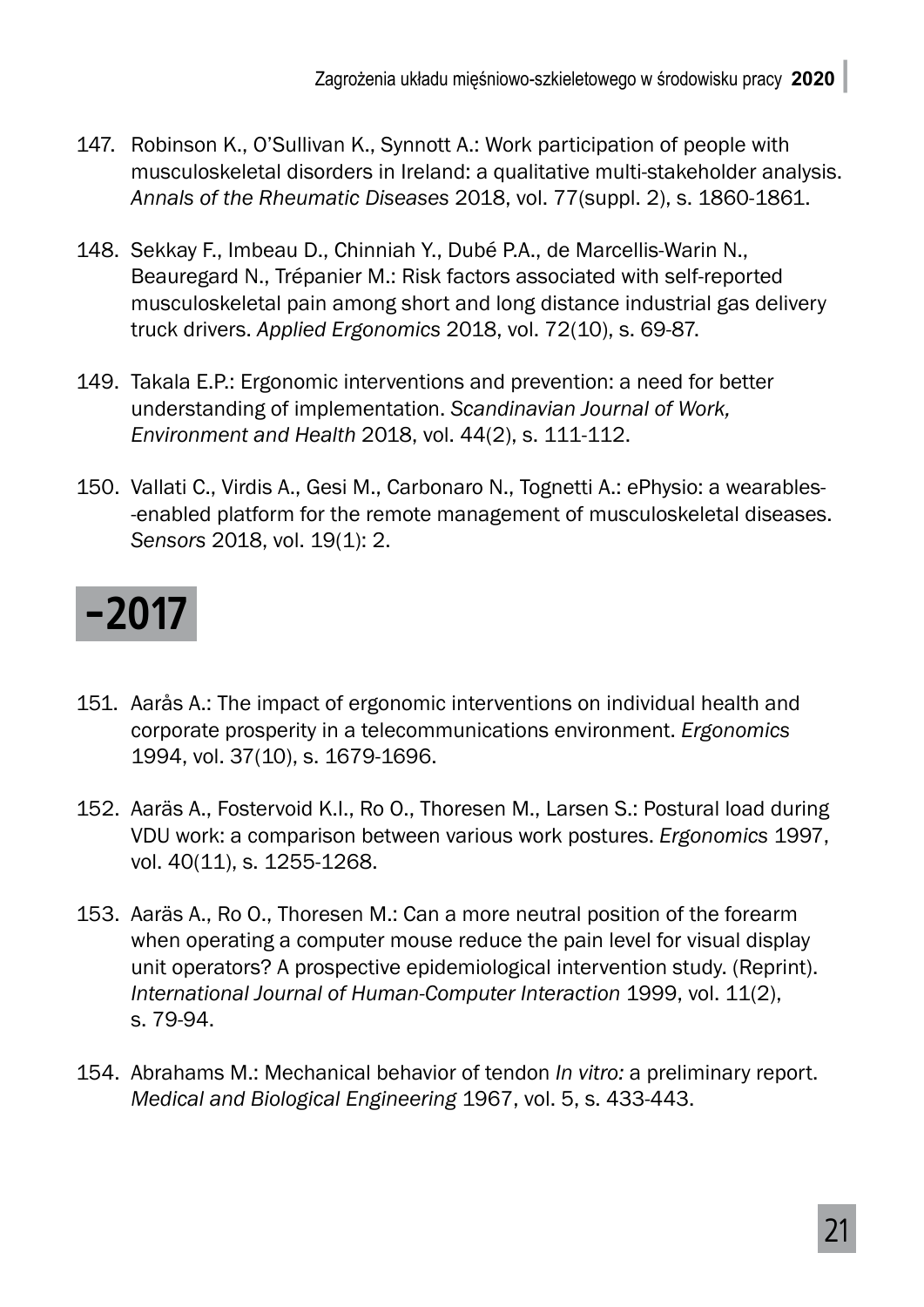147. Robinson K., O'Sullivan K., Synnott A.: Work participation of people with musculoskeletal disorders in Ireland: a qualitative multi-stakeholder analysis. *Annals of the Rheumatic Diseases* 2018, vol. 77(suppl. 2), s. 1860-1861.

148. Sekkay F., Imbeau D., Chinniah Y., Dubé P.A., de Marcellis-Warin N., Beauregard N., Trépanier M.: Risk factors associated with self-reported musculoskeletal pain among short and long distance industrial gas delivery truck drivers. *Applied Ergonomics* 2018, vol. 72(10), s. 69-87.

149. Takala E.P.: Ergonomic interventions and prevention: a need for better understanding of implementation. *Scandinavian Journal of Work, Environment and Health* 2018, vol. 44(2), s. 111-112.

150. Vallati C., Virdis A., Gesi M., Carbonaro N., Tognetti A.: ePhysio: a wearables--enabled platform for the remote management of musculoskeletal diseases. *Sensors* 2018, vol. 19(1): 2.

## –2017

151. Aarås A.: The impact of ergonomic interventions on individual health and corporate prosperity in a telecommunications environment. *Ergonomics* 1994, vol. 37(10), s. 1679-1696.

152. Aaräs A., Fostervoid K.I., Ro O., Thoresen M., Larsen S.: Postural load during VDU work: a comparison between various work postures. *Ergonomics* 1997, vol. 40(11), s. 1255-1268.

153. Aaräs A., Ro O., Thoresen M.: Can a more neutral position of the forearm when operating a computer mouse reduce the pain level for visual display unit operators? A prospective epidemiological intervention study. (Reprint). *International Journal of Human-Computer Interaction* 1999, vol. 11(2), s. 79-94.

154. Abrahams M.: Mechanical behavior of tendon *In vitro:* a preliminary report. *Medical and Biological Engineering* 1967, vol. 5, s. 433-443.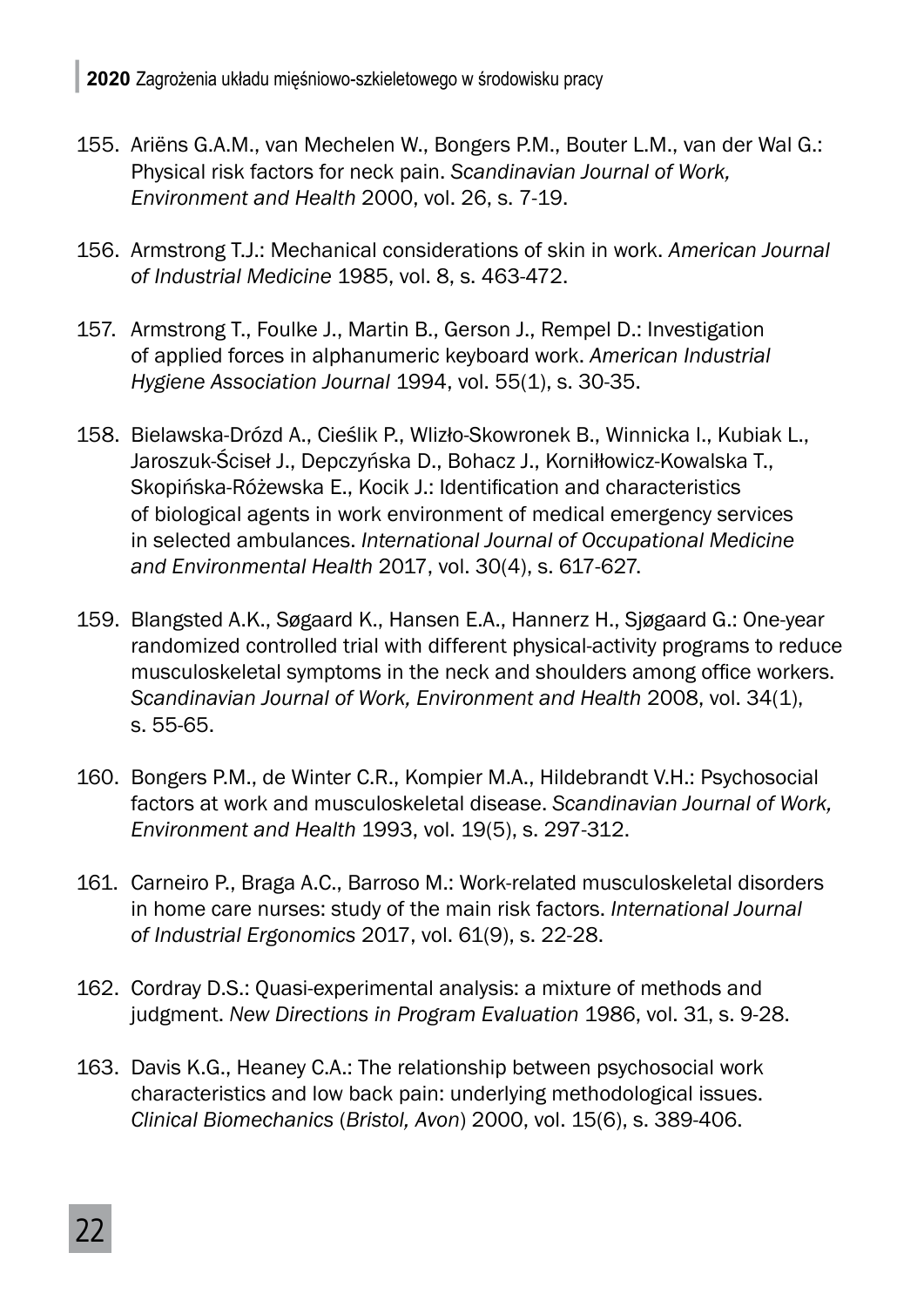155. Ariëns G.A.M., van Mechelen W., Bongers P.M., Bouter L.M., van der Wal G.: Physical risk factors for neck pain. *Scandinavian Journal of Work, Environment and Health* 2000, vol. 26, s. 7-19.

156. Armstrong T.J.: Mechanical considerations of skin in work. *American Journal of Industrial Medicine* 1985, vol. 8, s. 463-472.

157. Armstrong T., Foulke J., Martin B., Gerson J., Rempel D.: Investigation of applied forces in alphanumeric keyboard work. *American Industrial Hygiene Association Journal* 1994, vol. 55(1), s. 30-35.

158. Bielawska-Drózd A., Cieślik P., Wlizło-Skowronek B., Winnicka I., Kubiak L., Jaroszuk-Ściseł J., Depczyńska D., Bohacz J., Korniłłowicz-Kowalska T., Skopińska-Różewska E., Kocik J.: Identification and characteristics of biological agents in work environment of medical emergency services in selected ambulances. *International Journal of Occupational Medicine and Environmental Health* 2017, vol. 30(4), s. 617-627.

159. Blangsted A.K., Søgaard K., Hansen E.A., Hannerz H., Sjøgaard G.: One-year randomized controlled trial with different physical-activity programs to reduce musculoskeletal symptoms in the neck and shoulders among office workers. *Scandinavian Journal of Work, Environment and Health* 2008, vol. 34(1), s. 55-65.

160. Bongers P.M., de Winter C.R., Kompier M.A., Hildebrandt V.H.: Psychosocial factors at work and musculoskeletal disease. *Scandinavian Journal of Work, Environment and Health* 1993, vol. 19(5), s. 297-312.

161. Carneiro P., Braga A.C., Barroso M.: Work-related musculoskeletal disorders in home care nurses: study of the main risk factors. *International Journal of Industrial Ergonomics* 2017, vol. 61(9), s. 22-28.

162. Cordray D.S.: Quasi-experimental analysis: a mixture of methods and judgment. *New Directions in Program Evaluation* 1986, vol. 31, s. 9-28.

163. Davis K.G., Heaney C.A.: The relationship between psychosocial work characteristics and low back pain: underlying methodological issues. *Clinical Biomechanics* (*Bristol, Avon*) 2000, vol. 15(6), s. 389-406.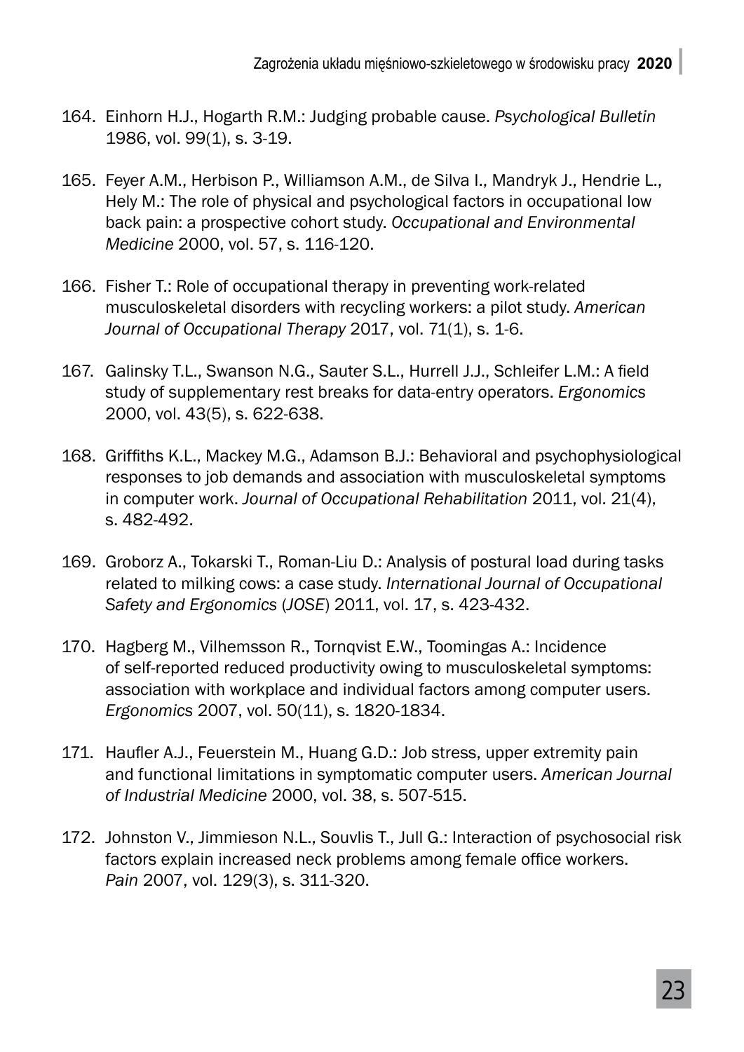164. Einhorn H.J., Hogarth R.M.: Judging probable cause. *Psychological Bulletin* 1986, vol. 99(1), s. 3-19.

165. Feyer A.M., Herbison P., Williamson A.M., de Silva I., Mandryk J., Hendrie L., Hely M.: The role of physical and psychological factors in occupational low back pain: a prospective cohort study. *Occupational and Environmental Medicine* 2000, vol. 57, s. 116-120.

166. Fisher T.: Role of occupational therapy in preventing work-related musculoskeletal disorders with recycling workers: a pilot study. *American Journal of Occupational Therapy* 2017, vol. 71(1), s. 1-6.

167. Galinsky T.L., Swanson N.G., Sauter S.L., Hurrell J.J., Schleifer L.M.: A field study of supplementary rest breaks for data-entry operators. *Ergonomics* 2000, vol. 43(5), s. 622-638.

168. Griffiths K.L., Mackey M.G., Adamson B.J.: Behavioral and psychophysiological responses to job demands and association with musculoskeletal symptoms in computer work. *Journal of Occupational Rehabilitation* 2011, vol. 21(4), s. 482-492.

169. Groborz A., Tokarski T., Roman-Liu D.: Analysis of postural load during tasks related to milking cows: a case study. *International Journal of Occupational Safety and Ergonomics* (*JOSE*) 2011, vol. 17, s. 423-432.

170. Hagberg M., Vilhemsson R., Tornqvist E.W., Toomingas A.: Incidence of self-reported reduced productivity owing to musculoskeletal symptoms: association with workplace and individual factors among computer users. *Ergonomics* 2007, vol. 50(11), s. 1820-1834.

171. Haufler A.J., Feuerstein M., Huang G.D.: Job stress, upper extremity pain and functional limitations in symptomatic computer users. *American Journal of Industrial Medicine* 2000, vol. 38, s. 507-515.

172. Johnston V., Jimmieson N.L., Souvlis T., Jull G.: Interaction of psychosocial risk factors explain increased neck problems among female office workers. *Pain* 2007, vol. 129(3), s. 311-320.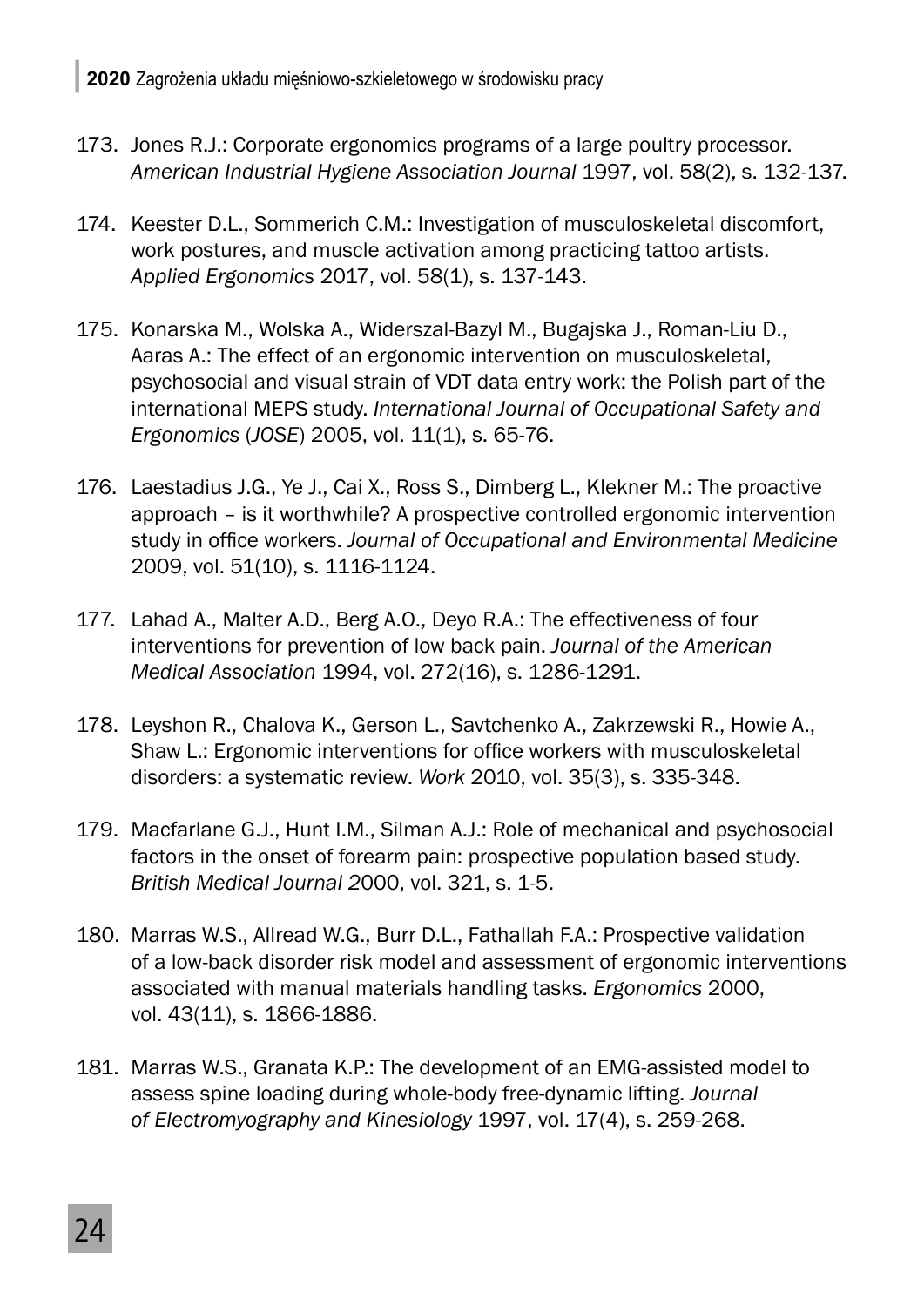173. Jones R.J.: Corporate ergonomics programs of a large poultry processor. *American Industrial Hygiene Association Journal* 1997, vol. 58(2), s. 132-137.

174. Keester D.L., Sommerich C.M.: Investigation of musculoskeletal discomfort, work postures, and muscle activation among practicing tattoo artists. *Applied Ergonomics* 2017, vol. 58(1), s. 137-143.

175. Konarska M., Wolska A., Widerszal-Bazyl M., Bugajska J., Roman-Liu D., Aaras A.: The effect of an ergonomic intervention on musculoskeletal, psychosocial and visual strain of VDT data entry work: the Polish part of the international MEPS study. *International Journal of Occupational Safety and Ergonomics* (*JOSE*) 2005, vol. 11(1), s. 65-76.

176. Laestadius J.G., Ye J., Cai X., Ross S., Dimberg L., Klekner M.: The proactive approach – is it worthwhile? A prospective controlled ergonomic intervention study in office workers. *Journal of Occupational and Environmental Medicine* 2009, vol. 51(10), s. 1116-1124.

177. Lahad A., Malter A.D., Berg A.O., Deyo R.A.: The effectiveness of four interventions for prevention of low back pain. *Journal of the American Medical Association* 1994, vol. 272(16), s. 1286-1291.

178. Leyshon R., Chalova K., Gerson L., Savtchenko A., Zakrzewski R., Howie A., Shaw L.: Ergonomic interventions for office workers with musculoskeletal disorders: a systematic review. *Work* 2010, vol. 35(3), s. 335-348.

179. Macfarlane G.J., Hunt I.M., Silman A.J.: Role of mechanical and psychosocial factors in the onset of forearm pain: prospective population based study. *British Medical Journal* 2000, vol. 321, s. 1-5.

180. Marras W.S., Allread W.G., Burr D.L., Fathallah F.A.: Prospective validation of a low-back disorder risk model and assessment of ergonomic interventions associated with manual materials handling tasks. *Ergonomics* 2000, vol. 43(11), s. 1866-1886.

181. Marras W.S., Granata K.P.: The development of an EMG-assisted model to assess spine loading during whole-body free-dynamic lifting. *Journal of Electromyography and Kinesiology* 1997, vol. 17(4), s. 259-268.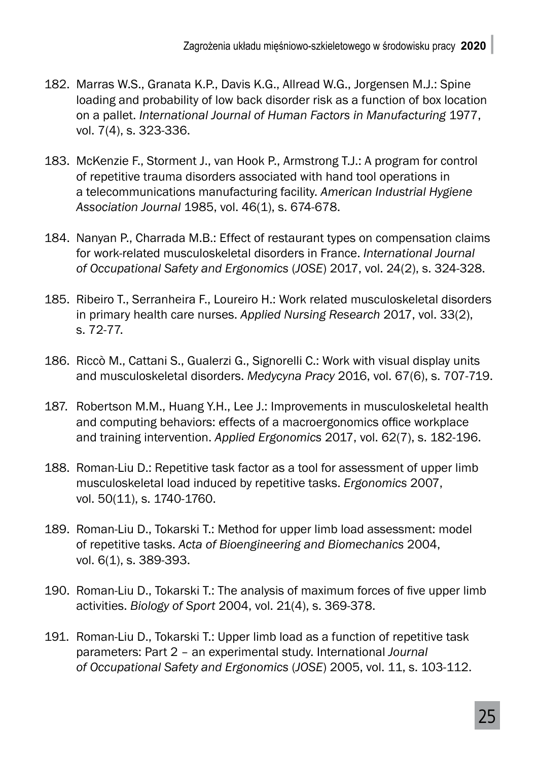182. Marras W.S., Granata K.P., Davis K.G., Allread W.G., Jorgensen M.J.: Spine loading and probability of low back disorder risk as a function of box location on a pallet. *International Journal of Human Factors in Manufacturing* 1977, vol. 7(4), s. 323-336.

183. McKenzie F., Storment J., van Hook P., Armstrong T.J.: A program for control of repetitive trauma disorders associated with hand tool operations in a telecommunications manufacturing facility. *American Industrial Hygiene Association Journal* 1985, vol. 46(1), s. 674-678.

184. Nanyan P., Charrada M.B.: Effect of restaurant types on compensation claims for work-related musculoskeletal disorders in France. *International Journal of Occupational Safety and Ergonomics* (*JOSE*) 2017, vol. 24(2), s. 324-328.

185. Ribeiro T., Serranheira F., Loureiro H.: Work related musculoskeletal disorders in primary health care nurses. *Applied Nursing Research* 2017, vol. 33(2), s. 72-77.

186. Riccò M., Cattani S., Gualerzi G., Signorelli C.: Work with visual display units and musculoskeletal disorders. *Medycyna Pracy* 2016, vol. 67(6), s. 707-719.

187. Robertson M.M., Huang Y.H., Lee J.: Improvements in musculoskeletal health and computing behaviors: effects of a macroergonomics office workplace and training intervention. *Applied Ergonomics* 2017, vol. 62(7), s. 182-196.

188. Roman-Liu D.: Repetitive task factor as a tool for assessment of upper limb musculoskeletal load induced by repetitive tasks. *Ergonomics* 2007, vol. 50(11), s. 1740-1760.

189. Roman-Liu D., Tokarski T.: Method for upper limb load assessment: model of repetitive tasks. *Acta of Bioengineering and Biomechanics* 2004, vol. 6(1), s. 389-393.

190. Roman-Liu D., Tokarski T.: The analysis of maximum forces of five upper limb activities. *Biology of Sport* 2004, vol. 21(4), s. 369-378.

191. Roman-Liu D., Tokarski T.: Upper limb load as a function of repetitive task parameters: Part 2 – an experimental study. International *Journal of Occupational Safety and Ergonomics* (*JOSE*) 2005, vol. 11, s. 103-112.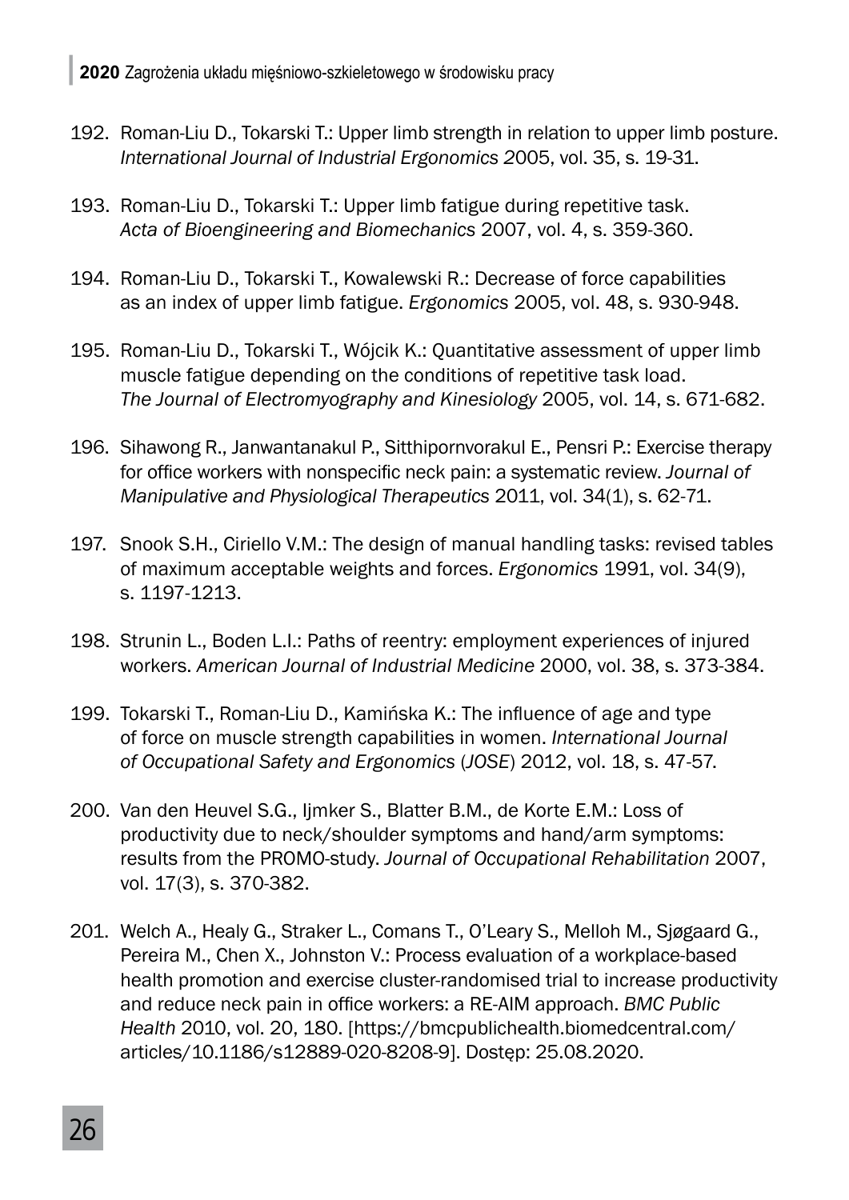192. Roman-Liu D., Tokarski T.: Upper limb strength in relation to upper limb posture. *International Journal of Industrial Ergonomics* 2005, vol. 35, s. 19-31.

193. Roman-Liu D., Tokarski T.: Upper limb fatigue during repetitive task. *Acta of Bioengineering and Biomechanics* 2007, vol. 4, s. 359-360.

194. Roman-Liu D., Tokarski T., Kowalewski R.: Decrease of force capabilities as an index of upper limb fatigue. *Ergonomics* 2005, vol. 48, s. 930-948.

195. Roman-Liu D., Tokarski T., Wójcik K.: Quantitative assessment of upper limb muscle fatigue depending on the conditions of repetitive task load. *The Journal of Electromyography and Kinesiology* 2005, vol. 14, s. 671-682.

196. Sihawong R., Janwantanakul P., Sitthipornvorakul E., Pensri P.: Exercise therapy for office workers with nonspecific neck pain: a systematic review. *Journal of Manipulative and Physiological Therapeutics* 2011, vol. 34(1), s. 62-71.

197. Snook S.H., Ciriello V.M.: The design of manual handling tasks: revised tables of maximum acceptable weights and forces. *Ergonomics* 1991, vol. 34(9), s. 1197-1213.

198. Strunin L., Boden L.I.: Paths of reentry: employment experiences of injured workers. *American Journal of Industrial Medicine* 2000, vol. 38, s. 373-384.

199. Tokarski T., Roman-Liu D., Kamińska K.: The influence of age and type of force on muscle strength capabilities in women. *International Journal of Occupational Safety and Ergonomics* (*JOSE*) 2012, vol. 18, s. 47-57.

200. Van den Heuvel S.G., Ijmker S., Blatter B.M., de Korte E.M.: Loss of productivity due to neck/shoulder symptoms and hand/arm symptoms: results from the PROMO-study. *Journal of Occupational Rehabilitation* 2007, vol. 17(3), s. 370-382.

201. Welch A., Healy G., Straker L., Comans T., O'Leary S., Melloh M., Sjøgaard G., Pereira M., Chen X., Johnston V.: Process evaluation of a workplace-based health promotion and exercise cluster-randomised trial to increase productivity and reduce neck pain in office workers: a RE-AIM approach. *BMC Public Health* 2010, vol. 20, 180. [https://bmcpublichealth.biomedcentral.com/articles/10.1186/s12889-020-8208-9]. Dostęp: 25.08.2020.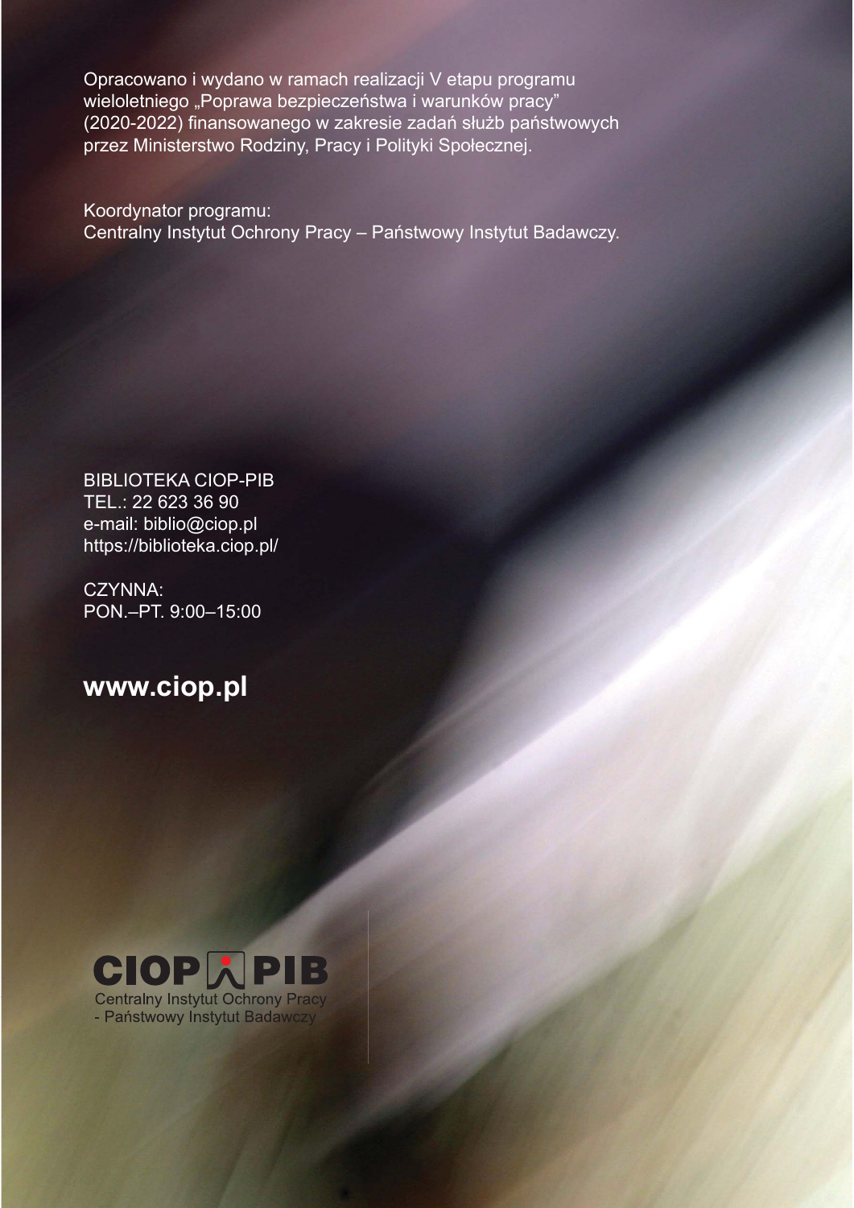Opracowano i wydano w ramach realizacji V etapu programu wieloletniego „Poprawa bezpieczeństwa i warunków pracy" (2020-2022) finansowanego w zakresie zadań służb państwowych przez Ministerstwo Rodziny, Pracy i Polityki Społecznej.

Koordynator programu:
Centralny Instytut Ochrony Pracy – Państwowy Instytut Badawczy.

BIBLIOTEKA CIOP-PIB
TEL.: 22 623 36 90
e-mail: biblio@ciop.pl
https://biblioteka.ciop.pl/

CZYNNA:
PON.–PT. 9:00–15:00

**www.ciop.pl**

CIOP PIB
Centralny Instytut Ochrony Pracy
- Państwowy Instytut Badawczy